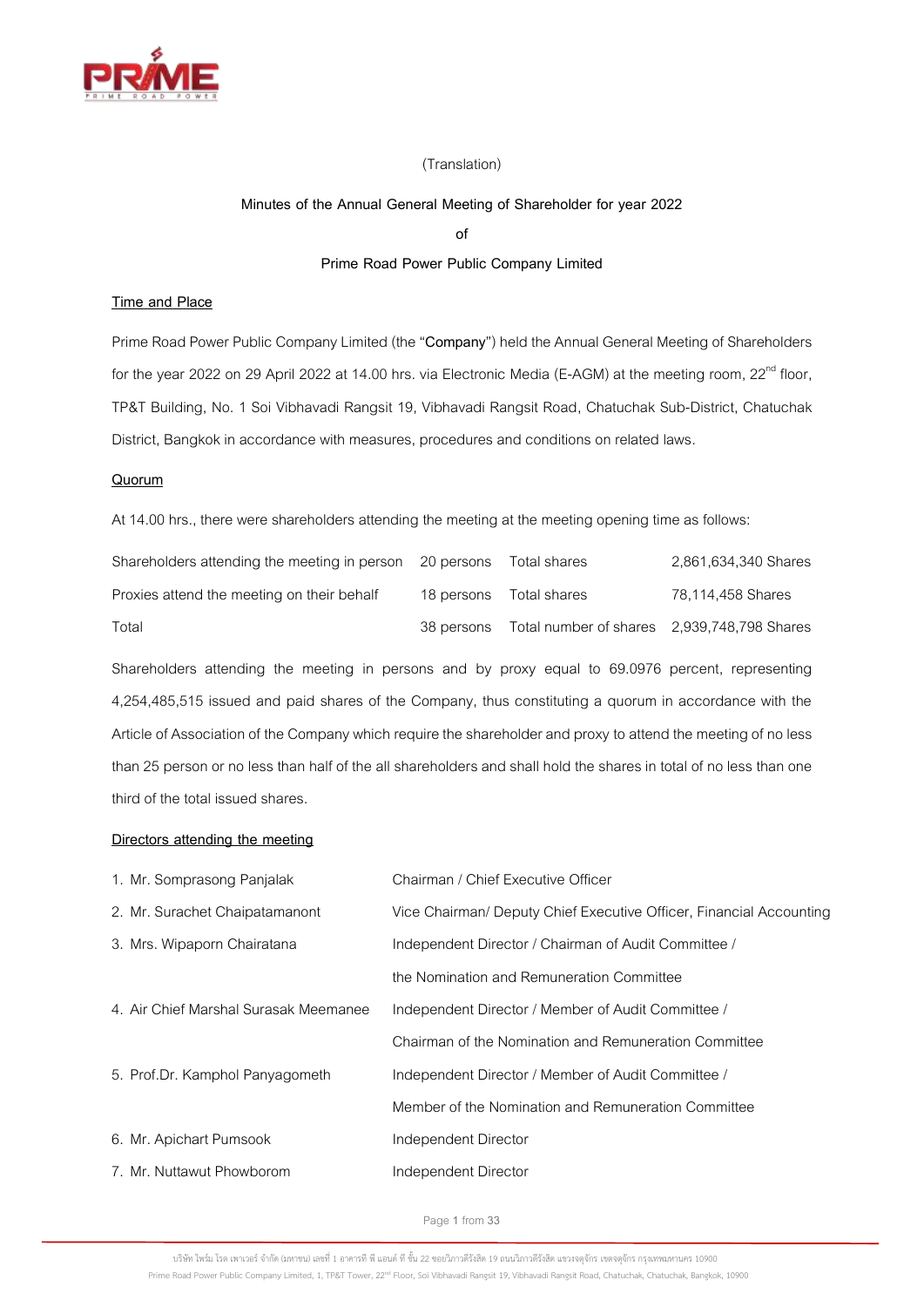(Translation)

# Minutes of the Annual General Meeting of Shareholder for year 2022

of

Prime Road Power Public Company Limited

## Time and Place

Prime Road Power Public Company Limited (the "**Company**") held the Annual General Meeting of Shareholders for the year 2022 on 29 April 2022 at 14.00 hrs. via Electronic Media (E-AGM) at the meeting room, 22nd floor, TP&T Building, No. 1 Soi Vibhavadi Rangsit 19, Vibhavadi Rangsit Road, Chatuchak Sub-District, Chatuchak District, Bangkok in accordance with measures, procedures and conditions on related laws.

## Quorum

At 14.00 hrs., there were shareholders attending the meeting at the meeting opening time as follows:

| | | | |
|---|---|---|---|
| Shareholders attending the meeting in person | 20 persons | Total shares | 2,861,634,340 Shares |
| Proxies attend the meeting on their behalf | 18 persons | Total shares | 78,114,458 Shares |
| Total | 38 persons | Total number of shares | 2,939,748,798 Shares |

Shareholders attending the meeting in persons and by proxy equal to 69.0976 percent, representing 4,254,485,515 issued and paid shares of the Company, thus constituting a quorum in accordance with the Article of Association of the Company which require the shareholder and proxy to attend the meeting of no less than 25 person or no less than half of the all shareholders and shall hold the shares in total of no less than one third of the total issued shares.

## Directors attending the meeting

| | |
|---|---|
| 1. Mr. Somprasong Panjalak | Chairman / Chief Executive Officer |
| 2. Mr. Surachet Chaipatamanont | Vice Chairman/ Deputy Chief Executive Officer, Financial Accounting |
| 3. Mrs. Wipaporn Chairatana | Independent Director / Chairman of Audit Committee / the Nomination and Remuneration Committee |
| 4. Air Chief Marshal Surasak Meemanee | Independent Director / Member of Audit Committee / Chairman of the Nomination and Remuneration Committee |
| 5. Prof.Dr. Kamphol Panyagometh | Independent Director / Member of Audit Committee / Member of the Nomination and Remuneration Committee |
| 6. Mr. Apichart Pumsook | Independent Director |
| 7. Mr. Nuttawut Phowborom | Independent Director |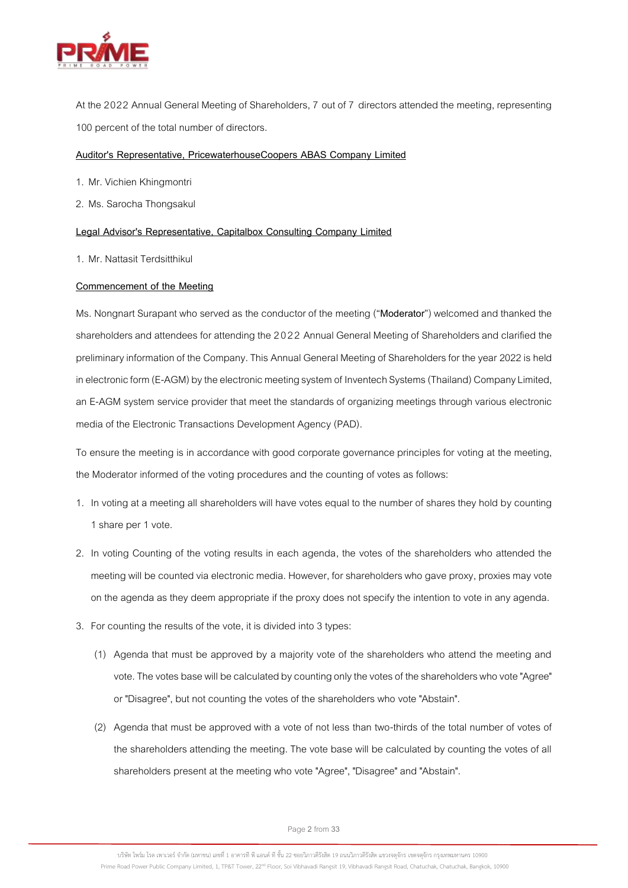At the 2022 Annual General Meeting of Shareholders, 7 out of 7 directors attended the meeting, representing 100 percent of the total number of directors.

**Auditor's Representative, PricewaterhouseCoopers ABAS Company Limited**

1. Mr. Vichien Khingmontri
2. Ms. Sarocha Thongsakul

**Legal Advisor's Representative, Capitalbox Consulting Company Limited**

1. Mr. Nattasit Terdsitthikul

**Commencement of the Meeting**

Ms. Nongnart Surapant who served as the conductor of the meeting ("**Moderator**") welcomed and thanked the shareholders and attendees for attending the 2022 Annual General Meeting of Shareholders and clarified the preliminary information of the Company. This Annual General Meeting of Shareholders for the year 2022 is held in electronic form (E-AGM) by the electronic meeting system of Inventech Systems (Thailand) Company Limited, an E-AGM system service provider that meet the standards of organizing meetings through various electronic media of the Electronic Transactions Development Agency (PAD).

To ensure the meeting is in accordance with good corporate governance principles for voting at the meeting, the Moderator informed of the voting procedures and the counting of votes as follows:

1. In voting at a meeting all shareholders will have votes equal to the number of shares they hold by counting 1 share per 1 vote.
2. In voting Counting of the voting results in each agenda, the votes of the shareholders who attended the meeting will be counted via electronic media. However, for shareholders who gave proxy, proxies may vote on the agenda as they deem appropriate if the proxy does not specify the intention to vote in any agenda.
3. For counting the results of the vote, it is divided into 3 types:
   (1) Agenda that must be approved by a majority vote of the shareholders who attend the meeting and vote. The votes base will be calculated by counting only the votes of the shareholders who vote "Agree" or "Disagree", but not counting the votes of the shareholders who vote "Abstain".
   (2) Agenda that must be approved with a vote of not less than two-thirds of the total number of votes of the shareholders attending the meeting. The vote base will be calculated by counting the votes of all shareholders present at the meeting who vote "Agree", "Disagree" and "Abstain".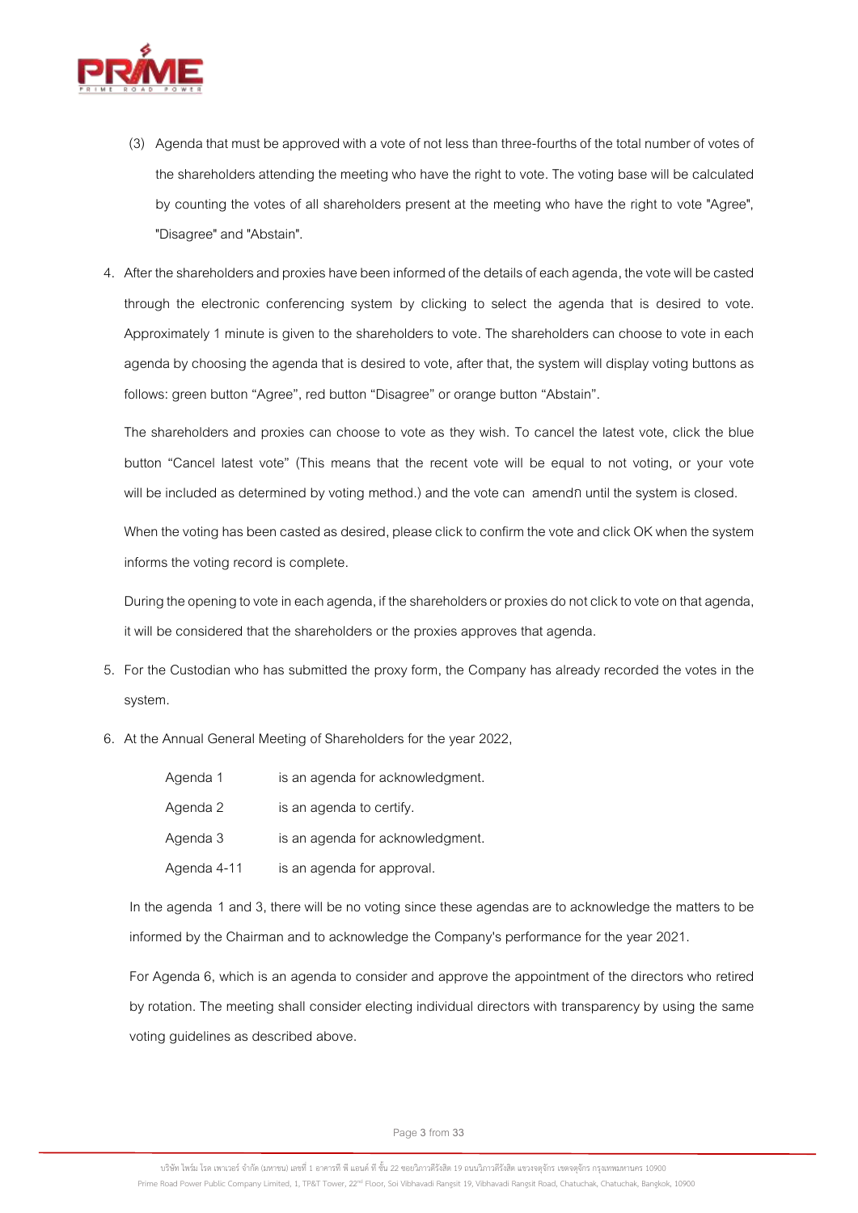(3) Agenda that must be approved with a vote of not less than three-fourths of the total number of votes of the shareholders attending the meeting who have the right to vote. The voting base will be calculated by counting the votes of all shareholders present at the meeting who have the right to vote "Agree", "Disagree" and "Abstain".

4. After the shareholders and proxies have been informed of the details of each agenda, the vote will be casted through the electronic conferencing system by clicking to select the agenda that is desired to vote. Approximately 1 minute is given to the shareholders to vote. The shareholders can choose to vote in each agenda by choosing the agenda that is desired to vote, after that, the system will display voting buttons as follows: green button "Agree", red button "Disagree" or orange button "Abstain".

   The shareholders and proxies can choose to vote as they wish. To cancel the latest vote, click the blue button "Cancel latest vote" (This means that the recent vote will be equal to not voting, or your vote will be included as determined by voting method.) and the vote can amendก until the system is closed.

   When the voting has been casted as desired, please click to confirm the vote and click OK when the system informs the voting record is complete.

   During the opening to vote in each agenda, if the shareholders or proxies do not click to vote on that agenda, it will be considered that the shareholders or the proxies approves that agenda.

5. For the Custodian who has submitted the proxy form, the Company has already recorded the votes in the system.

6. At the Annual General Meeting of Shareholders for the year 2022,

   | | |
   |---|---|
   | Agenda 1 | is an agenda for acknowledgment. |
   | Agenda 2 | is an agenda to certify. |
   | Agenda 3 | is an agenda for acknowledgment. |
   | Agenda 4-11 | is an agenda for approval. |

   In the agenda 1 and 3, there will be no voting since these agendas are to acknowledge the matters to be informed by the Chairman and to acknowledge the Company's performance for the year 2021.

   For Agenda 6, which is an agenda to consider and approve the appointment of the directors who retired by rotation. The meeting shall consider electing individual directors with transparency by using the same voting guidelines as described above.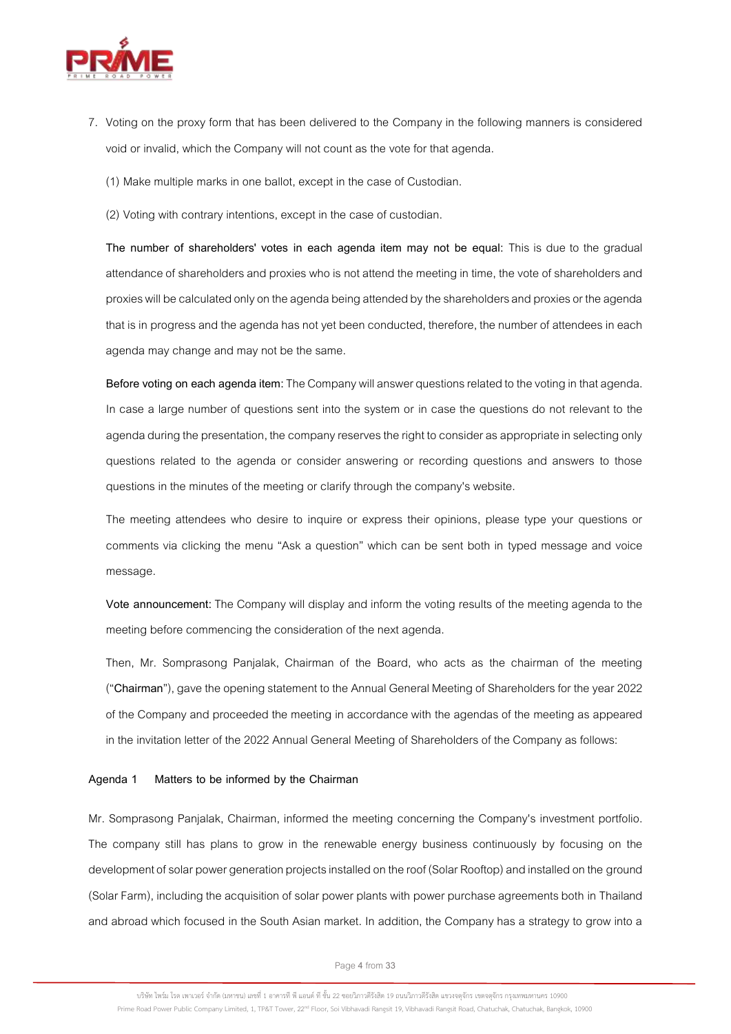7. Voting on the proxy form that has been delivered to the Company in the following manners is considered void or invalid, which the Company will not count as the vote for that agenda.

   (1) Make multiple marks in one ballot, except in the case of Custodian.

   (2) Voting with contrary intentions, except in the case of custodian.

   **The number of shareholders' votes in each agenda item may not be equal:** This is due to the gradual attendance of shareholders and proxies who is not attend the meeting in time, the vote of shareholders and proxies will be calculated only on the agenda being attended by the shareholders and proxies or the agenda that is in progress and the agenda has not yet been conducted, therefore, the number of attendees in each agenda may change and may not be the same.

   **Before voting on each agenda item:** The Company will answer questions related to the voting in that agenda. In case a large number of questions sent into the system or in case the questions do not relevant to the agenda during the presentation, the company reserves the right to consider as appropriate in selecting only questions related to the agenda or consider answering or recording questions and answers to those questions in the minutes of the meeting or clarify through the company's website.

   The meeting attendees who desire to inquire or express their opinions, please type your questions or comments via clicking the menu "Ask a question" which can be sent both in typed message and voice message.

   **Vote announcement:** The Company will display and inform the voting results of the meeting agenda to the meeting before commencing the consideration of the next agenda.

   Then, Mr. Somprasong Panjalak, Chairman of the Board, who acts as the chairman of the meeting ("**Chairman**"), gave the opening statement to the Annual General Meeting of Shareholders for the year 2022 of the Company and proceeded the meeting in accordance with the agendas of the meeting as appeared in the invitation letter of the 2022 Annual General Meeting of Shareholders of the Company as follows:

**Agenda 1 Matters to be informed by the Chairman**

Mr. Somprasong Panjalak, Chairman, informed the meeting concerning the Company's investment portfolio. The company still has plans to grow in the renewable energy business continuously by focusing on the development of solar power generation projects installed on the roof (Solar Rooftop) and installed on the ground (Solar Farm), including the acquisition of solar power plants with power purchase agreements both in Thailand and abroad which focused in the South Asian market. In addition, the Company has a strategy to grow into a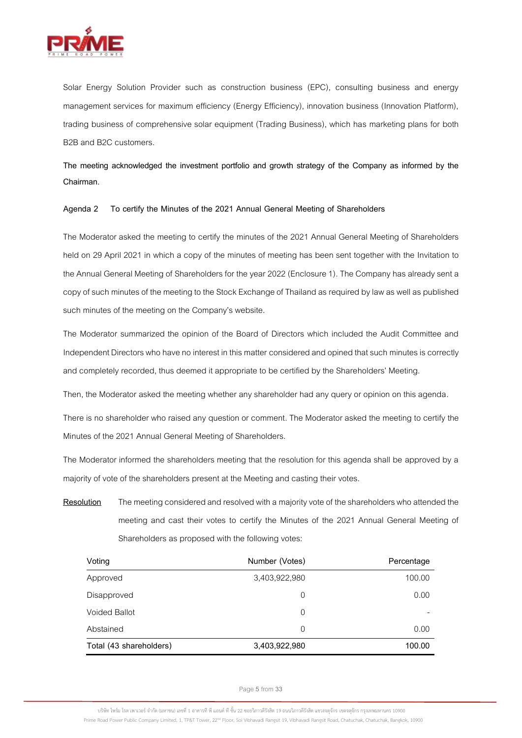Solar Energy Solution Provider such as construction business (EPC), consulting business and energy management services for maximum efficiency (Energy Efficiency), innovation business (Innovation Platform), trading business of comprehensive solar equipment (Trading Business), which has marketing plans for both B2B and B2C customers.

**The meeting acknowledged the investment portfolio and growth strategy of the Company as informed by the Chairman.**

**Agenda 2 To certify the Minutes of the 2021 Annual General Meeting of Shareholders**

The Moderator asked the meeting to certify the minutes of the 2021 Annual General Meeting of Shareholders held on 29 April 2021 in which a copy of the minutes of meeting has been sent together with the Invitation to the Annual General Meeting of Shareholders for the year 2022 (Enclosure 1). The Company has already sent a copy of such minutes of the meeting to the Stock Exchange of Thailand as required by law as well as published such minutes of the meeting on the Company's website.

The Moderator summarized the opinion of the Board of Directors which included the Audit Committee and Independent Directors who have no interest in this matter considered and opined that such minutes is correctly and completely recorded, thus deemed it appropriate to be certified by the Shareholders' Meeting.

Then, the Moderator asked the meeting whether any shareholder had any query or opinion on this agenda.

There is no shareholder who raised any question or comment. The Moderator asked the meeting to certify the Minutes of the 2021 Annual General Meeting of Shareholders.

The Moderator informed the shareholders meeting that the resolution for this agenda shall be approved by a majority of vote of the shareholders present at the Meeting and casting their votes.

<u>Resolution</u> The meeting considered and resolved with a majority vote of the shareholders who attended the meeting and cast their votes to certify the Minutes of the 2021 Annual General Meeting of Shareholders as proposed with the following votes:

| Voting | Number (Votes) | Percentage |
|---|---|---|
| Approved | 3,403,922,980 | 100.00 |
| Disapproved | 0 | 0.00 |
| Voided Ballot | 0 | - |
| Abstained | 0 | 0.00 |
| Total (43 shareholders) | 3,403,922,980 | 100.00 |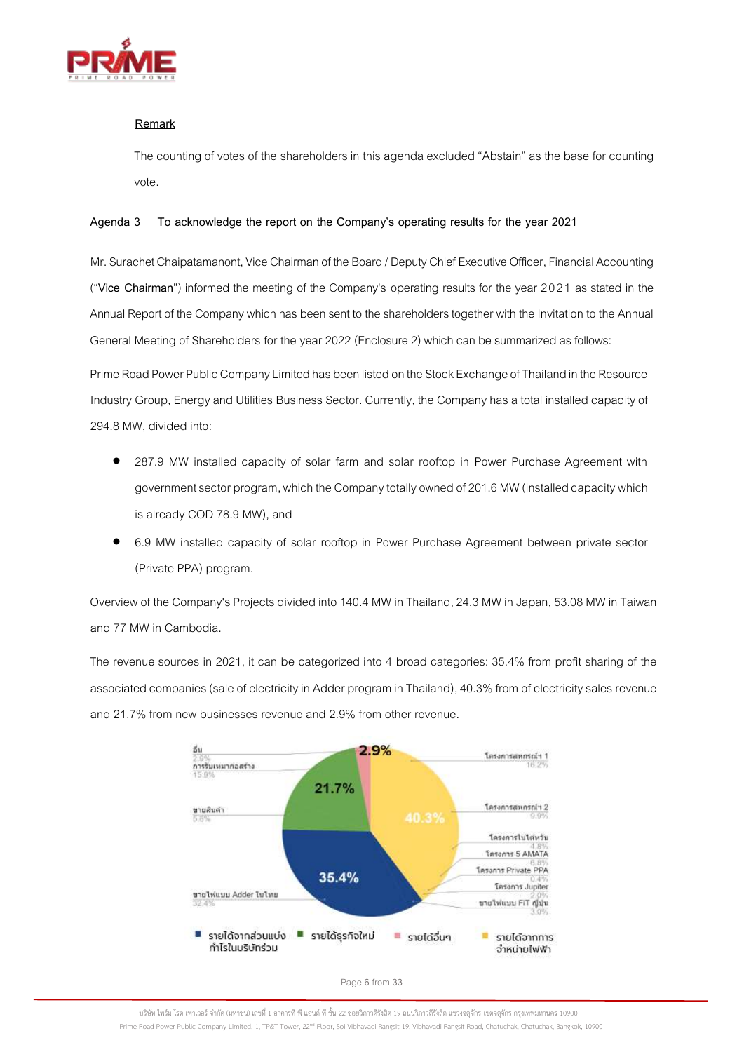**Remark**

The counting of votes of the shareholders in this agenda excluded "Abstain" as the base for counting vote.

**Agenda 3 To acknowledge the report on the Company's operating results for the year 2021**

Mr. Surachet Chaipatamanont, Vice Chairman of the Board / Deputy Chief Executive Officer, Financial Accounting ("**Vice Chairman**") informed the meeting of the Company's operating results for the year 2021 as stated in the Annual Report of the Company which has been sent to the shareholders together with the Invitation to the Annual General Meeting of Shareholders for the year 2022 (Enclosure 2) which can be summarized as follows:

Prime Road Power Public Company Limited has been listed on the Stock Exchange of Thailand in the Resource Industry Group, Energy and Utilities Business Sector. Currently, the Company has a total installed capacity of 294.8 MW, divided into:

- 287.9 MW installed capacity of solar farm and solar rooftop in Power Purchase Agreement with government sector program, which the Company totally owned of 201.6 MW (installed capacity which is already COD 78.9 MW), and
- 6.9 MW installed capacity of solar rooftop in Power Purchase Agreement between private sector (Private PPA) program.

Overview of the Company's Projects divided into 140.4 MW in Thailand, 24.3 MW in Japan, 53.08 MW in Taiwan and 77 MW in Cambodia.

The revenue sources in 2021, it can be categorized into 4 broad categories: 35.4% from profit sharing of the associated companies (sale of electricity in Adder program in Thailand), 40.3% from of electricity sales revenue and 21.7% from new businesses revenue and 2.9% from other revenue.

| หมวด | รายการ | สัดส่วน |
|---|---|---|
| รายได้จากการจำหน่ายไฟฟ้า (40.3%) | โครงการสหกรณ์ฯ 1 | 16.2% |
| | โครงการสหกรณ์ฯ 2 | 9.9% |
| | โครงการในไต้หวัน | 4.8% |
| | โครงการ 5 AMATA | 6.8% |
| | โครงการ Private PPA | 0.4% |
| | โครงการ Jupiter | 2.0% |
| | ขายไฟแบบ FiT ญี่ปุ่น | 3.0% |
| รายได้จากส่วนแบ่งกำไรในบริษัทร่วม (35.4%) | ขายไฟแบบ Adder ในไทย | 32.4% |
| รายได้ธุรกิจใหม่ (21.7%) | การรับเหมาก่อสร้าง | 15.9% |
| | ขายสินค้า | 5.8% |
| รายได้อื่นๆ (2.9%) | อื่น | 2.9% |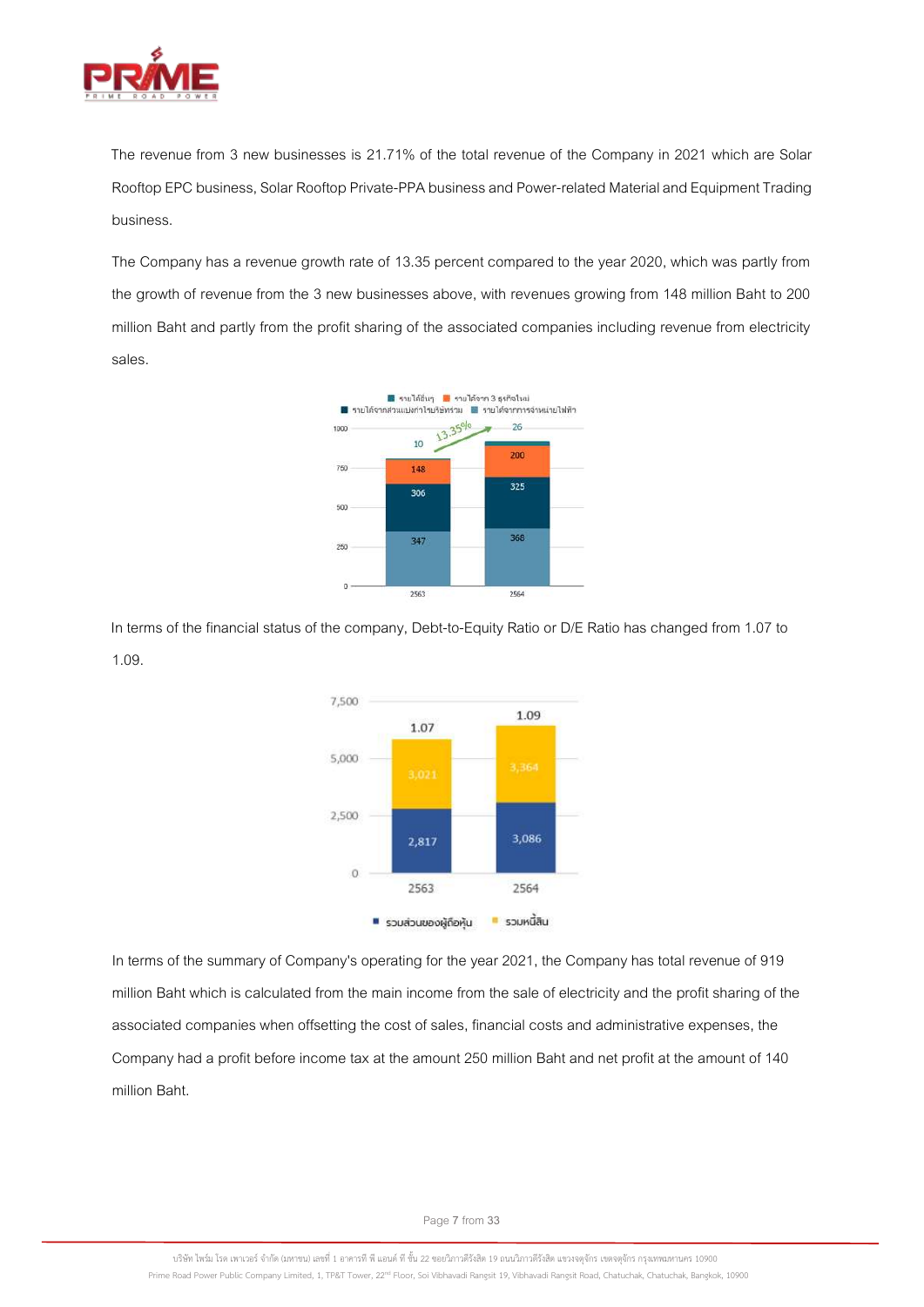The revenue from 3 new businesses is 21.71% of the total revenue of the Company in 2021 which are Solar Rooftop EPC business, Solar Rooftop Private-PPA business and Power-related Material and Equipment Trading business.

The Company has a revenue growth rate of 13.35 percent compared to the year 2020, which was partly from the growth of revenue from the 3 new businesses above, with revenues growing from 148 million Baht to 200 million Baht and partly from the profit sharing of the associated companies including revenue from electricity sales.

In terms of the financial status of the company, Debt-to-Equity Ratio or D/E Ratio has changed from 1.07 to 1.09.

In terms of the summary of Company's operating for the year 2021, the Company has total revenue of 919 million Baht which is calculated from the main income from the sale of electricity and the profit sharing of the associated companies when offsetting the cost of sales, financial costs and administrative expenses, the Company had a profit before income tax at the amount 250 million Baht and net profit at the amount of 140 million Baht.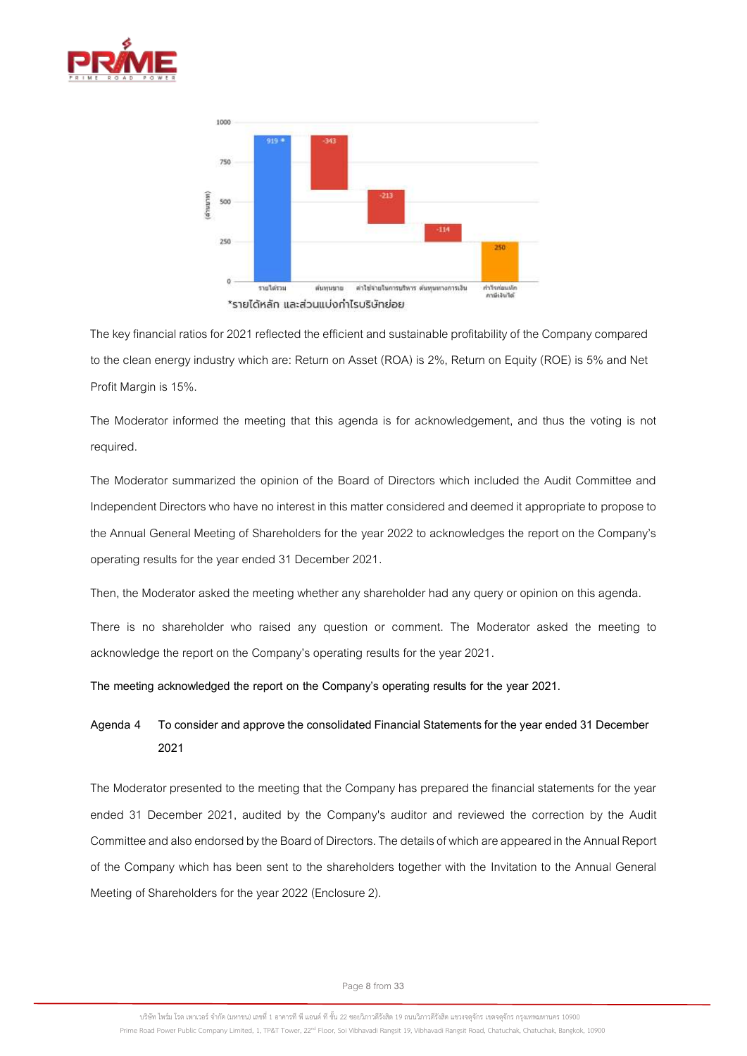*รายได้หลัก และส่วนแบ่งกำไรบริษัทย่อย

The key financial ratios for 2021 reflected the efficient and sustainable profitability of the Company compared to the clean energy industry which are: Return on Asset (ROA) is 2%, Return on Equity (ROE) is 5% and Net Profit Margin is 15%.

The Moderator informed the meeting that this agenda is for acknowledgement, and thus the voting is not required.

The Moderator summarized the opinion of the Board of Directors which included the Audit Committee and Independent Directors who have no interest in this matter considered and deemed it appropriate to propose to the Annual General Meeting of Shareholders for the year 2022 to acknowledges the report on the Company's operating results for the year ended 31 December 2021.

Then, the Moderator asked the meeting whether any shareholder had any query or opinion on this agenda.

There is no shareholder who raised any question or comment. The Moderator asked the meeting to acknowledge the report on the Company's operating results for the year 2021.

**The meeting acknowledged the report on the Company's operating results for the year 2021.**

**Agenda 4 To consider and approve the consolidated Financial Statements for the year ended 31 December 2021**

The Moderator presented to the meeting that the Company has prepared the financial statements for the year ended 31 December 2021, audited by the Company's auditor and reviewed the correction by the Audit Committee and also endorsed by the Board of Directors. The details of which are appeared in the Annual Report of the Company which has been sent to the shareholders together with the Invitation to the Annual General Meeting of Shareholders for the year 2022 (Enclosure 2).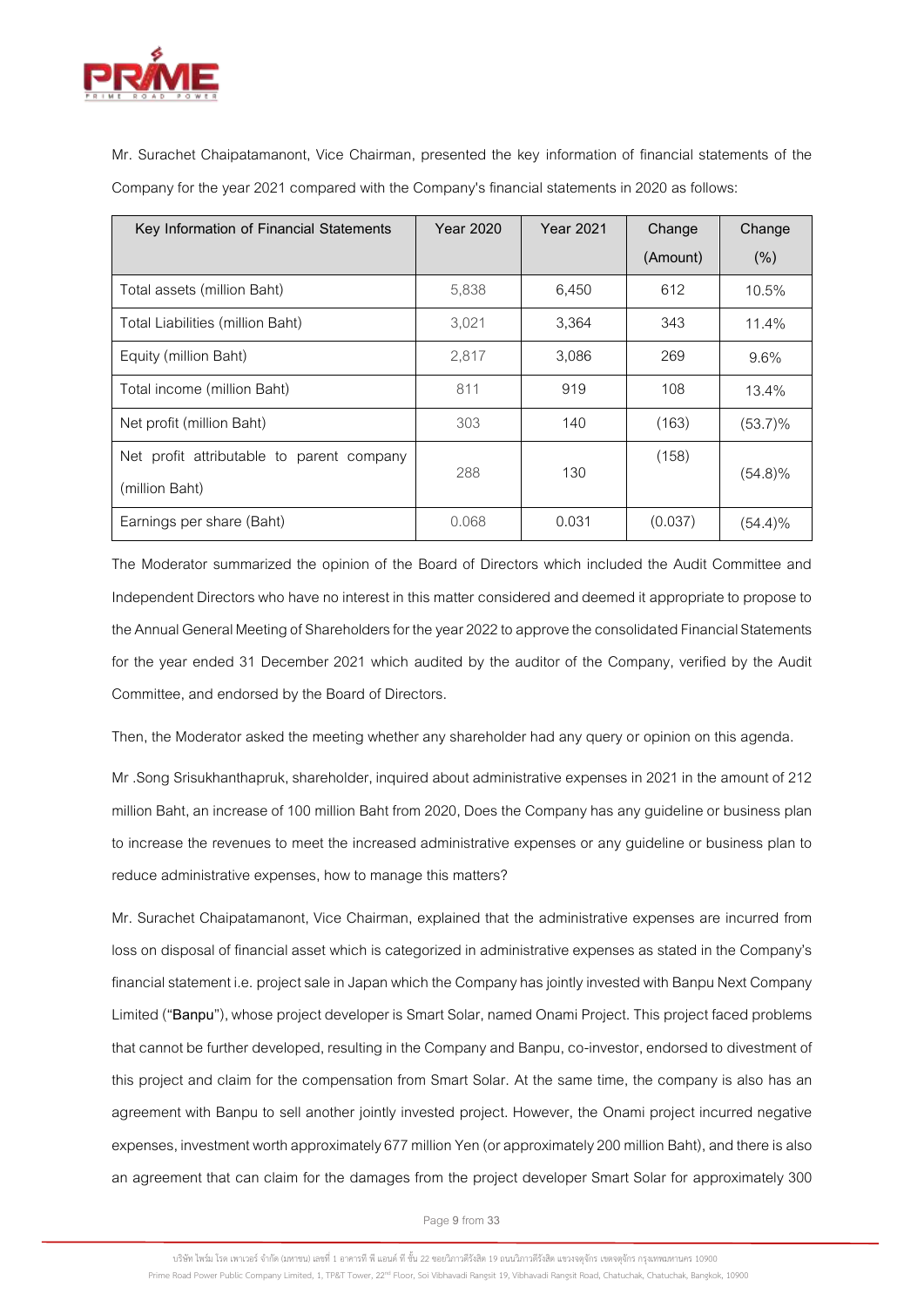Mr. Surachet Chaipatamanont, Vice Chairman, presented the key information of financial statements of the Company for the year 2021 compared with the Company's financial statements in 2020 as follows:

| Key Information of Financial Statements | Year 2020 | Year 2021 | Change (Amount) | Change (%) |
|---|---|---|---|---|
| Total assets (million Baht) | 5,838 | 6,450 | 612 | 10.5% |
| Total Liabilities (million Baht) | 3,021 | 3,364 | 343 | 11.4% |
| Equity (million Baht) | 2,817 | 3,086 | 269 | 9.6% |
| Total income (million Baht) | 811 | 919 | 108 | 13.4% |
| Net profit (million Baht) | 303 | 140 | (163) | (53.7)% |
| Net profit attributable to parent company (million Baht) | 288 | 130 | (158) | (54.8)% |
| Earnings per share (Baht) | 0.068 | 0.031 | (0.037) | (54.4)% |

The Moderator summarized the opinion of the Board of Directors which included the Audit Committee and Independent Directors who have no interest in this matter considered and deemed it appropriate to propose to the Annual General Meeting of Shareholders for the year 2022 to approve the consolidated Financial Statements for the year ended 31 December 2021 which audited by the auditor of the Company, verified by the Audit Committee, and endorsed by the Board of Directors.

Then, the Moderator asked the meeting whether any shareholder had any query or opinion on this agenda.

Mr .Song Srisukhanthapruk, shareholder, inquired about administrative expenses in 2021 in the amount of 212 million Baht, an increase of 100 million Baht from 2020, Does the Company has any guideline or business plan to increase the revenues to meet the increased administrative expenses or any guideline or business plan to reduce administrative expenses, how to manage this matters?

Mr. Surachet Chaipatamanont, Vice Chairman, explained that the administrative expenses are incurred from loss on disposal of financial asset which is categorized in administrative expenses as stated in the Company's financial statement i.e. project sale in Japan which the Company has jointly invested with Banpu Next Company Limited ("**Banpu**"), whose project developer is Smart Solar, named Onami Project. This project faced problems that cannot be further developed, resulting in the Company and Banpu, co-investor, endorsed to divestment of this project and claim for the compensation from Smart Solar. At the same time, the company is also has an agreement with Banpu to sell another jointly invested project. However, the Onami project incurred negative expenses, investment worth approximately 677 million Yen (or approximately 200 million Baht), and there is also an agreement that can claim for the damages from the project developer Smart Solar for approximately 300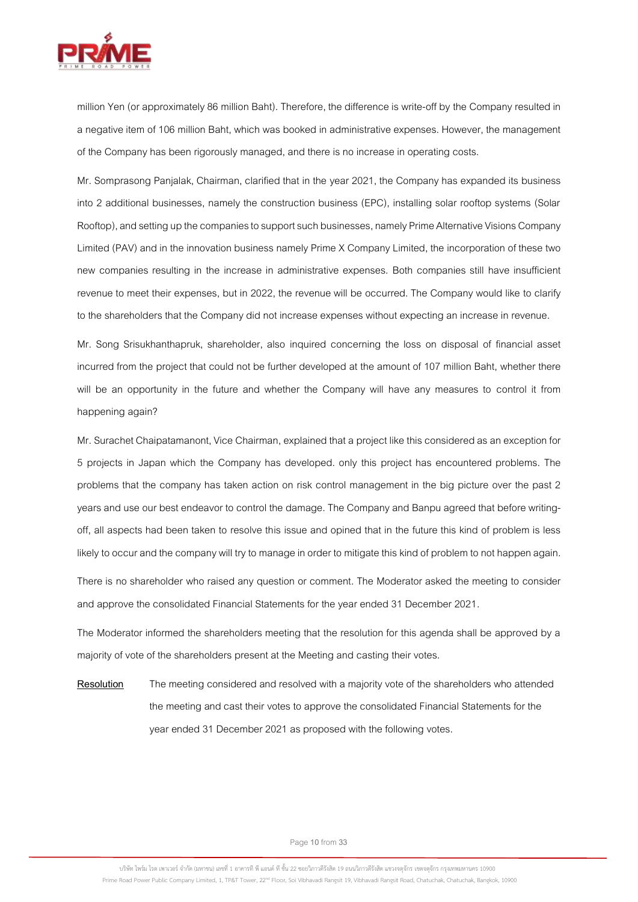million Yen (or approximately 86 million Baht). Therefore, the difference is write-off by the Company resulted in a negative item of 106 million Baht, which was booked in administrative expenses. However, the management of the Company has been rigorously managed, and there is no increase in operating costs.

Mr. Somprasong Panjalak, Chairman, clarified that in the year 2021, the Company has expanded its business into 2 additional businesses, namely the construction business (EPC), installing solar rooftop systems (Solar Rooftop), and setting up the companies to support such businesses, namely Prime Alternative Visions Company Limited (PAV) and in the innovation business namely Prime X Company Limited, the incorporation of these two new companies resulting in the increase in administrative expenses. Both companies still have insufficient revenue to meet their expenses, but in 2022, the revenue will be occurred. The Company would like to clarify to the shareholders that the Company did not increase expenses without expecting an increase in revenue.

Mr. Song Srisukhanthapruk, shareholder, also inquired concerning the loss on disposal of financial asset incurred from the project that could not be further developed at the amount of 107 million Baht, whether there will be an opportunity in the future and whether the Company will have any measures to control it from happening again?

Mr. Surachet Chaipatamanont, Vice Chairman, explained that a project like this considered as an exception for 5 projects in Japan which the Company has developed. only this project has encountered problems. The problems that the company has taken action on risk control management in the big picture over the past 2 years and use our best endeavor to control the damage. The Company and Banpu agreed that before writing-off, all aspects had been taken to resolve this issue and opined that in the future this kind of problem is less likely to occur and the company will try to manage in order to mitigate this kind of problem to not happen again.

There is no shareholder who raised any question or comment. The Moderator asked the meeting to consider and approve the consolidated Financial Statements for the year ended 31 December 2021.

The Moderator informed the shareholders meeting that the resolution for this agenda shall be approved by a majority of vote of the shareholders present at the Meeting and casting their votes.

<u>Resolution</u> The meeting considered and resolved with a majority vote of the shareholders who attended the meeting and cast their votes to approve the consolidated Financial Statements for the year ended 31 December 2021 as proposed with the following votes.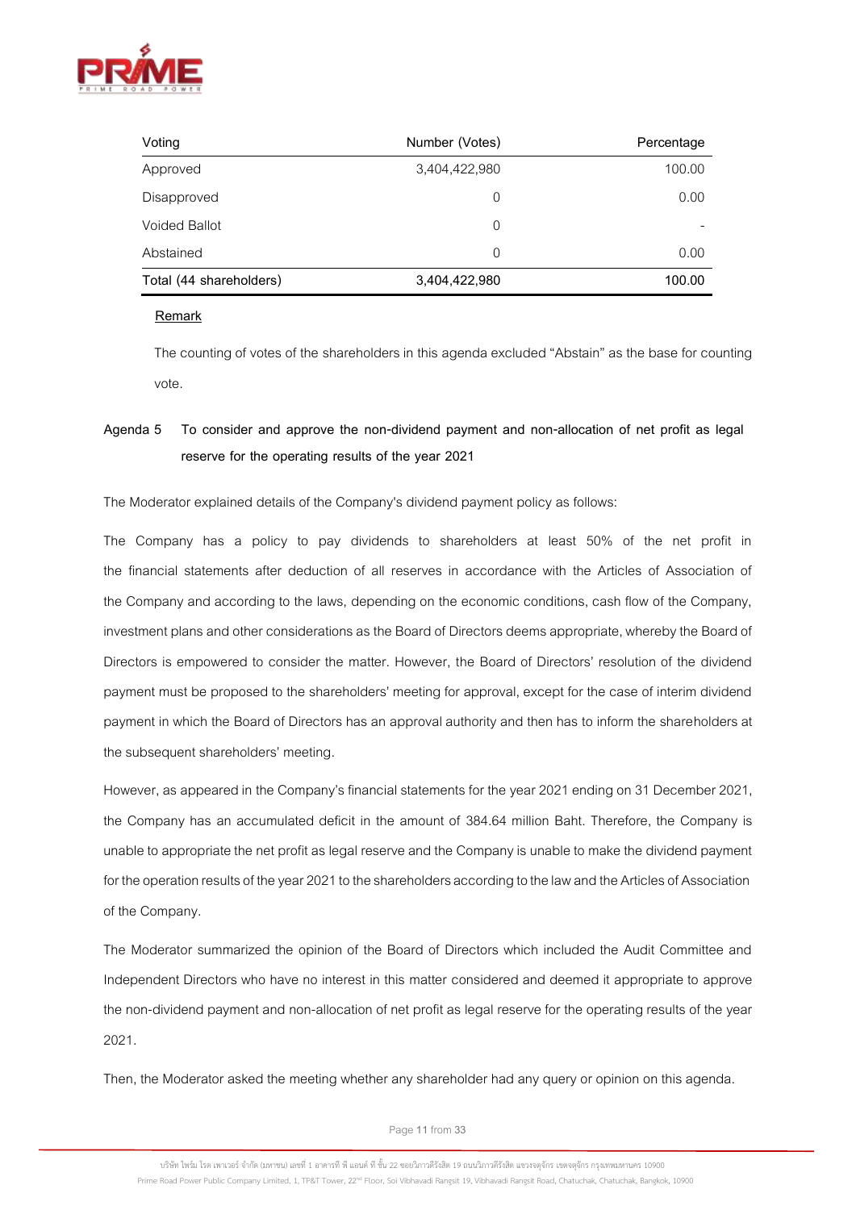| Voting | Number (Votes) | Percentage |
| --- | --- | --- |
| Approved | 3,404,422,980 | 100.00 |
| Disapproved | 0 | 0.00 |
| Voided Ballot | 0 | - |
| Abstained | 0 | 0.00 |
| Total (44 shareholders) | 3,404,422,980 | 100.00 |

**Remark**

The counting of votes of the shareholders in this agenda excluded "Abstain" as the base for counting vote.

**Agenda 5 To consider and approve the non-dividend payment and non-allocation of net profit as legal reserve for the operating results of the year 2021**

The Moderator explained details of the Company's dividend payment policy as follows:

The Company has a policy to pay dividends to shareholders at least 50% of the net profit in the financial statements after deduction of all reserves in accordance with the Articles of Association of the Company and according to the laws, depending on the economic conditions, cash flow of the Company, investment plans and other considerations as the Board of Directors deems appropriate, whereby the Board of Directors is empowered to consider the matter. However, the Board of Directors' resolution of the dividend payment must be proposed to the shareholders' meeting for approval, except for the case of interim dividend payment in which the Board of Directors has an approval authority and then has to inform the shareholders at the subsequent shareholders' meeting.

However, as appeared in the Company's financial statements for the year 2021 ending on 31 December 2021, the Company has an accumulated deficit in the amount of 384.64 million Baht. Therefore, the Company is unable to appropriate the net profit as legal reserve and the Company is unable to make the dividend payment for the operation results of the year 2021 to the shareholders according to the law and the Articles of Association of the Company.

The Moderator summarized the opinion of the Board of Directors which included the Audit Committee and Independent Directors who have no interest in this matter considered and deemed it appropriate to approve the non-dividend payment and non-allocation of net profit as legal reserve for the operating results of the year 2021.

Then, the Moderator asked the meeting whether any shareholder had any query or opinion on this agenda.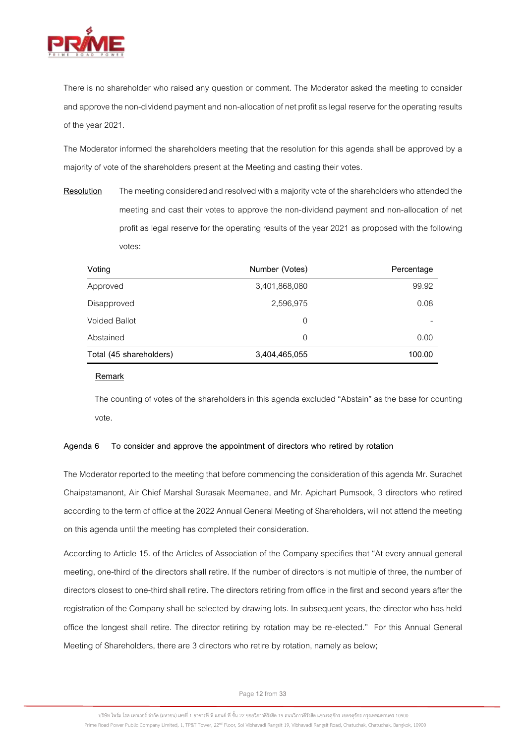There is no shareholder who raised any question or comment. The Moderator asked the meeting to consider and approve the non-dividend payment and non-allocation of net profit as legal reserve for the operating results of the year 2021.

The Moderator informed the shareholders meeting that the resolution for this agenda shall be approved by a majority of vote of the shareholders present at the Meeting and casting their votes.

**Resolution** The meeting considered and resolved with a majority vote of the shareholders who attended the meeting and cast their votes to approve the non-dividend payment and non-allocation of net profit as legal reserve for the operating results of the year 2021 as proposed with the following votes:

| Voting | Number (Votes) | Percentage |
|---|---|---|
| Approved | 3,401,868,080 | 99.92 |
| Disapproved | 2,596,975 | 0.08 |
| Voided Ballot | 0 | - |
| Abstained | 0 | 0.00 |
| Total (45 shareholders) | 3,404,465,055 | 100.00 |

**Remark**

The counting of votes of the shareholders in this agenda excluded "Abstain" as the base for counting vote.

**Agenda 6 To consider and approve the appointment of directors who retired by rotation**

The Moderator reported to the meeting that before commencing the consideration of this agenda Mr. Surachet Chaipatamanont, Air Chief Marshal Surasak Meemanee, and Mr. Apichart Pumsook, 3 directors who retired according to the term of office at the 2022 Annual General Meeting of Shareholders, will not attend the meeting on this agenda until the meeting has completed their consideration.

According to Article 15. of the Articles of Association of the Company specifies that "At every annual general meeting, one-third of the directors shall retire. If the number of directors is not multiple of three, the number of directors closest to one-third shall retire. The directors retiring from office in the first and second years after the registration of the Company shall be selected by drawing lots. In subsequent years, the director who has held office the longest shall retire. The director retiring by rotation may be re-elected." For this Annual General Meeting of Shareholders, there are 3 directors who retire by rotation, namely as below;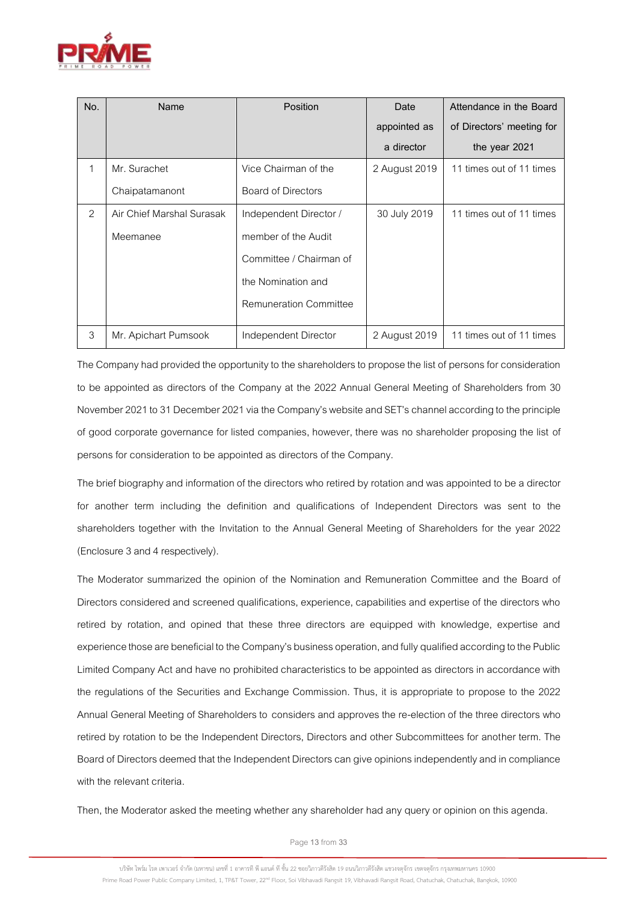| No. | Name | Position | Date appointed as a director | Attendance in the Board of Directors' meeting for the year 2021 |
|---|---|---|---|---|
| 1 | Mr. Surachet Chaipatamanont | Vice Chairman of the Board of Directors | 2 August 2019 | 11 times out of 11 times |
| 2 | Air Chief Marshal Surasak Meemanee | Independent Director / member of the Audit Committee / Chairman of the Nomination and Remuneration Committee | 30 July 2019 | 11 times out of 11 times |
| 3 | Mr. Apichart Pumsook | Independent Director | 2 August 2019 | 11 times out of 11 times |

The Company had provided the opportunity to the shareholders to propose the list of persons for consideration to be appointed as directors of the Company at the 2022 Annual General Meeting of Shareholders from 30 November 2021 to 31 December 2021 via the Company's website and SET's channel according to the principle of good corporate governance for listed companies, however, there was no shareholder proposing the list of persons for consideration to be appointed as directors of the Company.

The brief biography and information of the directors who retired by rotation and was appointed to be a director for another term including the definition and qualifications of Independent Directors was sent to the shareholders together with the Invitation to the Annual General Meeting of Shareholders for the year 2022 (Enclosure 3 and 4 respectively).

The Moderator summarized the opinion of the Nomination and Remuneration Committee and the Board of Directors considered and screened qualifications, experience, capabilities and expertise of the directors who retired by rotation, and opined that these three directors are equipped with knowledge, expertise and experience those are beneficial to the Company's business operation, and fully qualified according to the Public Limited Company Act and have no prohibited characteristics to be appointed as directors in accordance with the regulations of the Securities and Exchange Commission. Thus, it is appropriate to propose to the 2022 Annual General Meeting of Shareholders to considers and approves the re-election of the three directors who retired by rotation to be the Independent Directors, Directors and other Subcommittees for another term. The Board of Directors deemed that the Independent Directors can give opinions independently and in compliance with the relevant criteria.

Then, the Moderator asked the meeting whether any shareholder had any query or opinion on this agenda.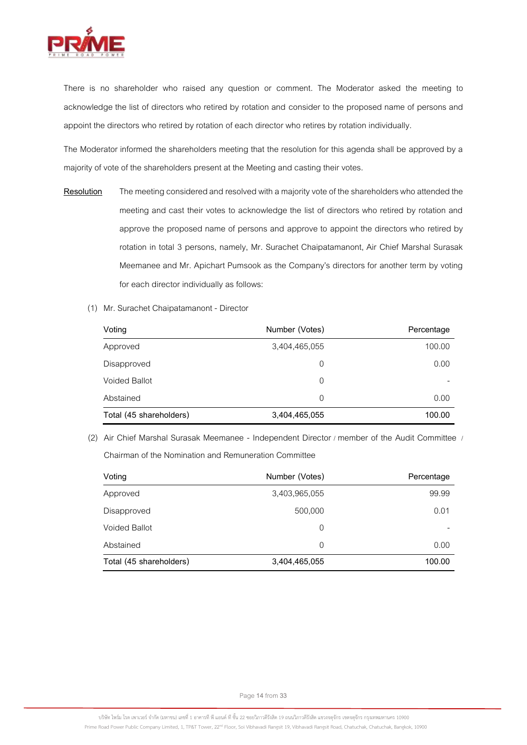There is no shareholder who raised any question or comment. The Moderator asked the meeting to acknowledge the list of directors who retired by rotation and consider to the proposed name of persons and appoint the directors who retired by rotation of each director who retires by rotation individually.

The Moderator informed the shareholders meeting that the resolution for this agenda shall be approved by a majority of vote of the shareholders present at the Meeting and casting their votes.

**Resolution** The meeting considered and resolved with a majority vote of the shareholders who attended the meeting and cast their votes to acknowledge the list of directors who retired by rotation and approve the proposed name of persons and approve to appoint the directors who retired by rotation in total 3 persons, namely, Mr. Surachet Chaipatamanont, Air Chief Marshal Surasak Meemanee and Mr. Apichart Pumsook as the Company's directors for another term by voting for each director individually as follows:

(1) Mr. Surachet Chaipatamanont - Director

| Voting | Number (Votes) | Percentage |
|---|---:|---:|
| Approved | 3,404,465,055 | 100.00 |
| Disapproved | 0 | 0.00 |
| Voided Ballot | 0 | - |
| Abstained | 0 | 0.00 |
| **Total (45 shareholders)** | **3,404,465,055** | **100.00** |

(2) Air Chief Marshal Surasak Meemanee - Independent Director / member of the Audit Committee / Chairman of the Nomination and Remuneration Committee

| Voting | Number (Votes) | Percentage |
|---|---:|---:|
| Approved | 3,403,965,055 | 99.99 |
| Disapproved | 500,000 | 0.01 |
| Voided Ballot | 0 | - |
| Abstained | 0 | 0.00 |
| **Total (45 shareholders)** | **3,404,465,055** | **100.00** |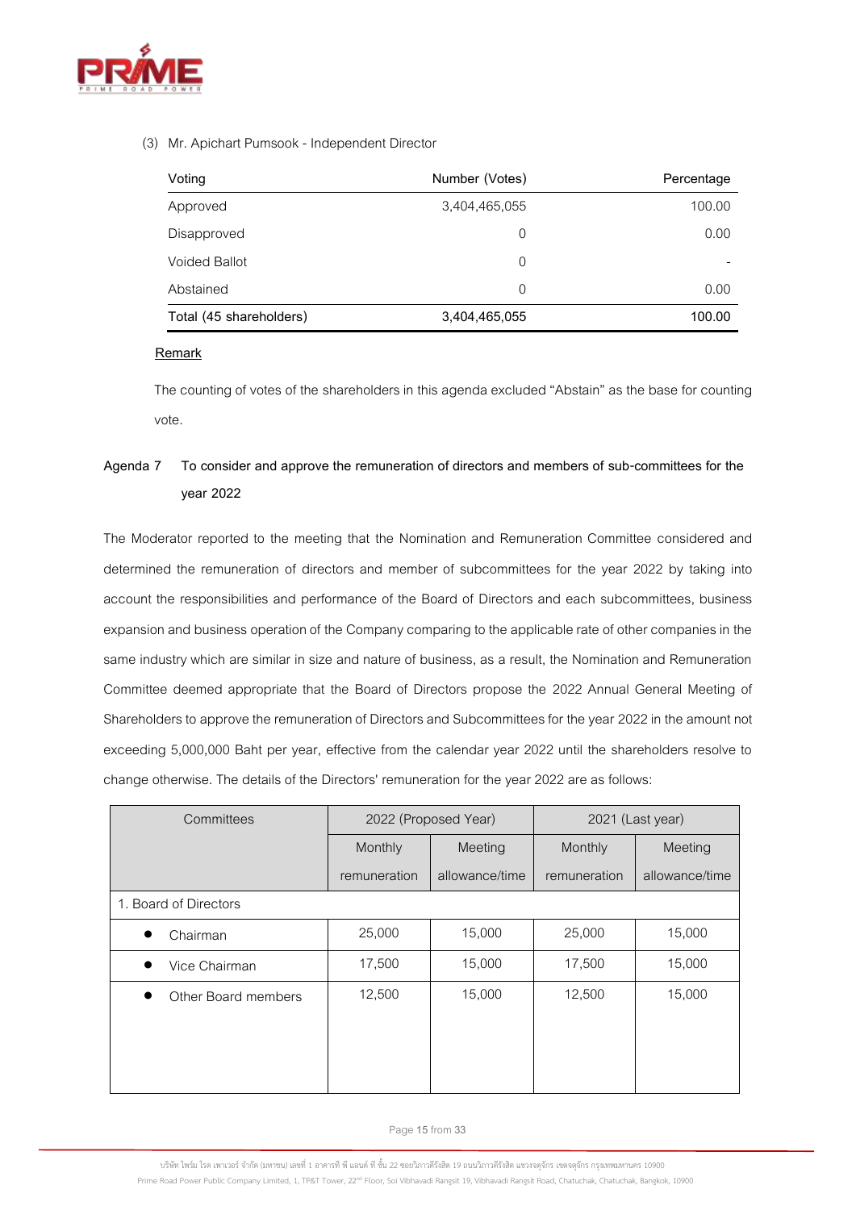(3) Mr. Apichart Pumsook - Independent Director

| Voting | Number (Votes) | Percentage |
|---|---|---|
| Approved | 3,404,465,055 | 100.00 |
| Disapproved | 0 | 0.00 |
| Voided Ballot | 0 | - |
| Abstained | 0 | 0.00 |
| Total (45 shareholders) | 3,404,465,055 | 100.00 |

**Remark**

The counting of votes of the shareholders in this agenda excluded "Abstain" as the base for counting vote.

**Agenda 7 To consider and approve the remuneration of directors and members of sub-committees for the year 2022**

The Moderator reported to the meeting that the Nomination and Remuneration Committee considered and determined the remuneration of directors and member of subcommittees for the year 2022 by taking into account the responsibilities and performance of the Board of Directors and each subcommittees, business expansion and business operation of the Company comparing to the applicable rate of other companies in the same industry which are similar in size and nature of business, as a result, the Nomination and Remuneration Committee deemed appropriate that the Board of Directors propose the 2022 Annual General Meeting of Shareholders to approve the remuneration of Directors and Subcommittees for the year 2022 in the amount not exceeding 5,000,000 Baht per year, effective from the calendar year 2022 until the shareholders resolve to change otherwise. The details of the Directors' remuneration for the year 2022 are as follows:

| Committees | 2022 (Proposed Year) | | 2021 (Last year) | |
|---|---|---|---|---|
| | Monthly remuneration | Meeting allowance/time | Monthly remuneration | Meeting allowance/time |
| 1. Board of Directors | | | | |
| • Chairman | 25,000 | 15,000 | 25,000 | 15,000 |
| • Vice Chairman | 17,500 | 15,000 | 17,500 | 15,000 |
| • Other Board members | 12,500 | 15,000 | 12,500 | 15,000 |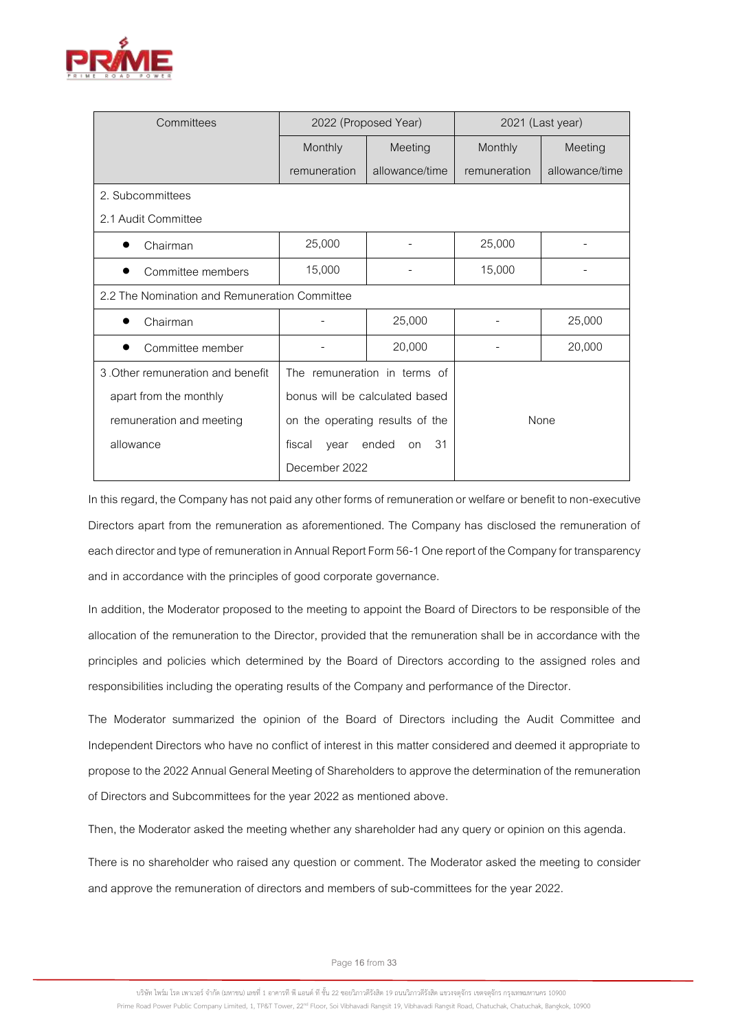| Committees | 2022 (Proposed Year) | | 2021 (Last year) | |
|---|---|---|---|---|
| | Monthly remuneration | Meeting allowance/time | Monthly remuneration | Meeting allowance/time |
| 2. Subcommittees<br>2.1 Audit Committee | | | | |
| • Chairman | 25,000 | - | 25,000 | - |
| • Committee members | 15,000 | - | 15,000 | - |
| 2.2 The Nomination and Remuneration Committee | | | | |
| • Chairman | - | 25,000 | - | 25,000 |
| • Committee member | - | 20,000 | - | 20,000 |
| 3 .Other remuneration and benefit apart from the monthly remuneration and meeting allowance | The remuneration in terms of bonus will be calculated based on the operating results of the fiscal year ended on 31 December 2022 | | None | |

In this regard, the Company has not paid any other forms of remuneration or welfare or benefit to non-executive Directors apart from the remuneration as aforementioned. The Company has disclosed the remuneration of each director and type of remuneration in Annual Report Form 56-1 One report of the Company for transparency and in accordance with the principles of good corporate governance.

In addition, the Moderator proposed to the meeting to appoint the Board of Directors to be responsible of the allocation of the remuneration to the Director, provided that the remuneration shall be in accordance with the principles and policies which determined by the Board of Directors according to the assigned roles and responsibilities including the operating results of the Company and performance of the Director.

The Moderator summarized the opinion of the Board of Directors including the Audit Committee and Independent Directors who have no conflict of interest in this matter considered and deemed it appropriate to propose to the 2022 Annual General Meeting of Shareholders to approve the determination of the remuneration of Directors and Subcommittees for the year 2022 as mentioned above.

Then, the Moderator asked the meeting whether any shareholder had any query or opinion on this agenda.

There is no shareholder who raised any question or comment. The Moderator asked the meeting to consider and approve the remuneration of directors and members of sub-committees for the year 2022.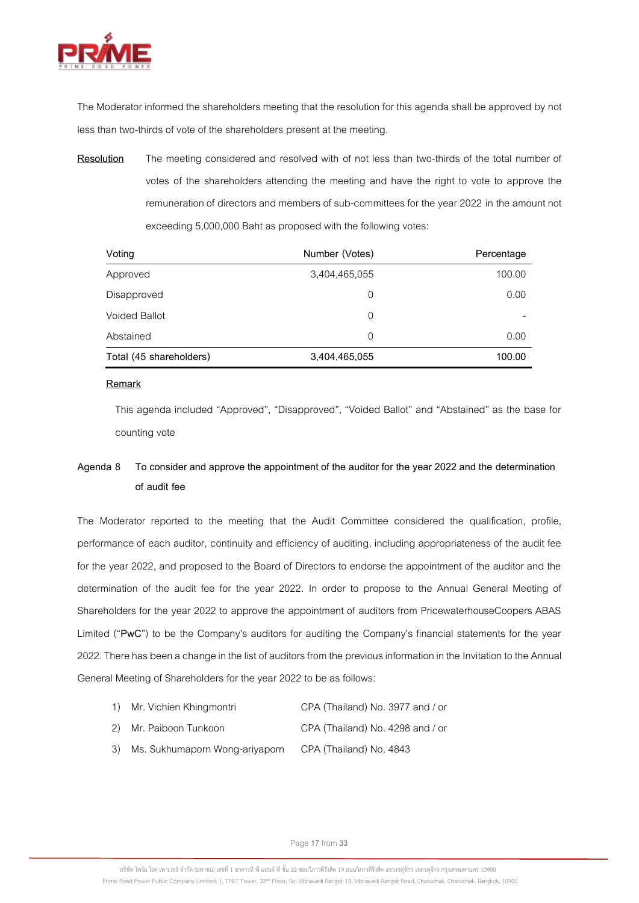The Moderator informed the shareholders meeting that the resolution for this agenda shall be approved by not less than two-thirds of vote of the shareholders present at the meeting.

**Resolution** The meeting considered and resolved with of not less than two-thirds of the total number of votes of the shareholders attending the meeting and have the right to vote to approve the remuneration of directors and members of sub-committees for the year 2022 in the amount not exceeding 5,000,000 Baht as proposed with the following votes:

| Voting | Number (Votes) | Percentage |
|---|---|---|
| Approved | 3,404,465,055 | 100.00 |
| Disapproved | 0 | 0.00 |
| Voided Ballot | 0 | - |
| Abstained | 0 | 0.00 |
| Total (45 shareholders) | 3,404,465,055 | 100.00 |

**Remark**

This agenda included "Approved", "Disapproved", "Voided Ballot" and "Abstained" as the base for counting vote

**Agenda 8 To consider and approve the appointment of the auditor for the year 2022 and the determination of audit fee**

The Moderator reported to the meeting that the Audit Committee considered the qualification, profile, performance of each auditor, continuity and efficiency of auditing, including appropriateness of the audit fee for the year 2022, and proposed to the Board of Directors to endorse the appointment of the auditor and the determination of the audit fee for the year 2022. In order to propose to the Annual General Meeting of Shareholders for the year 2022 to approve the appointment of auditors from PricewaterhouseCoopers ABAS Limited ("**PwC**") to be the Company's auditors for auditing the Company's financial statements for the year 2022. There has been a change in the list of auditors from the previous information in the Invitation to the Annual General Meeting of Shareholders for the year 2022 to be as follows:

1) Mr. Vichien Khingmontri CPA (Thailand) No. 3977 and / or
2) Mr. Paiboon Tunkoon CPA (Thailand) No. 4298 and / or
3) Ms. Sukhumaporn Wong-ariyaporn CPA (Thailand) No. 4843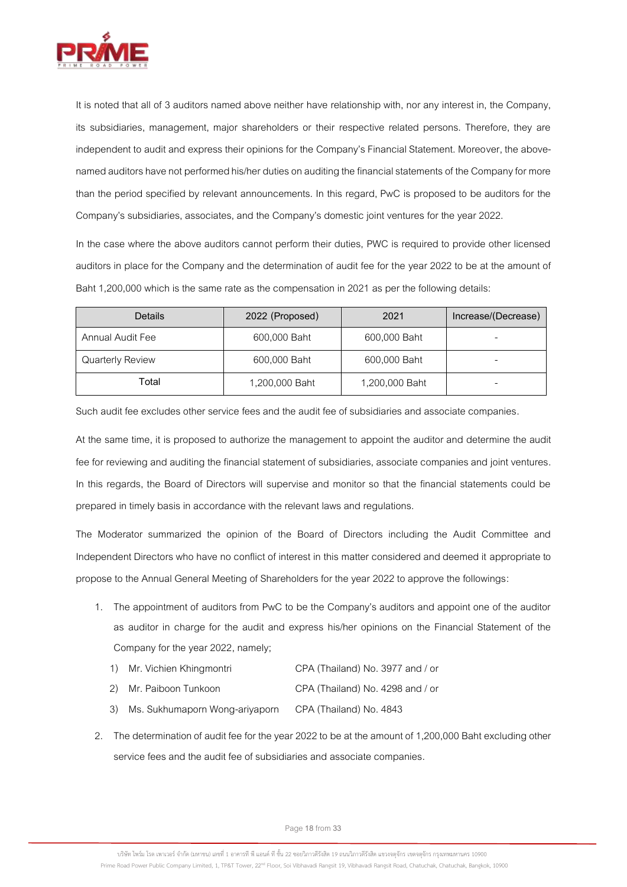It is noted that all of 3 auditors named above neither have relationship with, nor any interest in, the Company, its subsidiaries, management, major shareholders or their respective related persons. Therefore, they are independent to audit and express their opinions for the Company's Financial Statement. Moreover, the above-named auditors have not performed his/her duties on auditing the financial statements of the Company for more than the period specified by relevant announcements. In this regard, PwC is proposed to be auditors for the Company's subsidiaries, associates, and the Company's domestic joint ventures for the year 2022.

In the case where the above auditors cannot perform their duties, PWC is required to provide other licensed auditors in place for the Company and the determination of audit fee for the year 2022 to be at the amount of Baht 1,200,000 which is the same rate as the compensation in 2021 as per the following details:

| Details | 2022 (Proposed) | 2021 | Increase/(Decrease) |
|---|---|---|---|
| Annual Audit Fee | 600,000 Baht | 600,000 Baht | - |
| Quarterly Review | 600,000 Baht | 600,000 Baht | - |
| Total | 1,200,000 Baht | 1,200,000 Baht | - |

Such audit fee excludes other service fees and the audit fee of subsidiaries and associate companies.

At the same time, it is proposed to authorize the management to appoint the auditor and determine the audit fee for reviewing and auditing the financial statement of subsidiaries, associate companies and joint ventures. In this regards, the Board of Directors will supervise and monitor so that the financial statements could be prepared in timely basis in accordance with the relevant laws and regulations.

The Moderator summarized the opinion of the Board of Directors including the Audit Committee and Independent Directors who have no conflict of interest in this matter considered and deemed it appropriate to propose to the Annual General Meeting of Shareholders for the year 2022 to approve the followings:

1. The appointment of auditors from PwC to be the Company's auditors and appoint one of the auditor as auditor in charge for the audit and express his/her opinions on the Financial Statement of the Company for the year 2022, namely;
   1) Mr. Vichien Khingmontri CPA (Thailand) No. 3977 and / or
   2) Mr. Paiboon Tunkoon CPA (Thailand) No. 4298 and / or
   3) Ms. Sukhumaporn Wong-ariyaporn CPA (Thailand) No. 4843
2. The determination of audit fee for the year 2022 to be at the amount of 1,200,000 Baht excluding other service fees and the audit fee of subsidiaries and associate companies.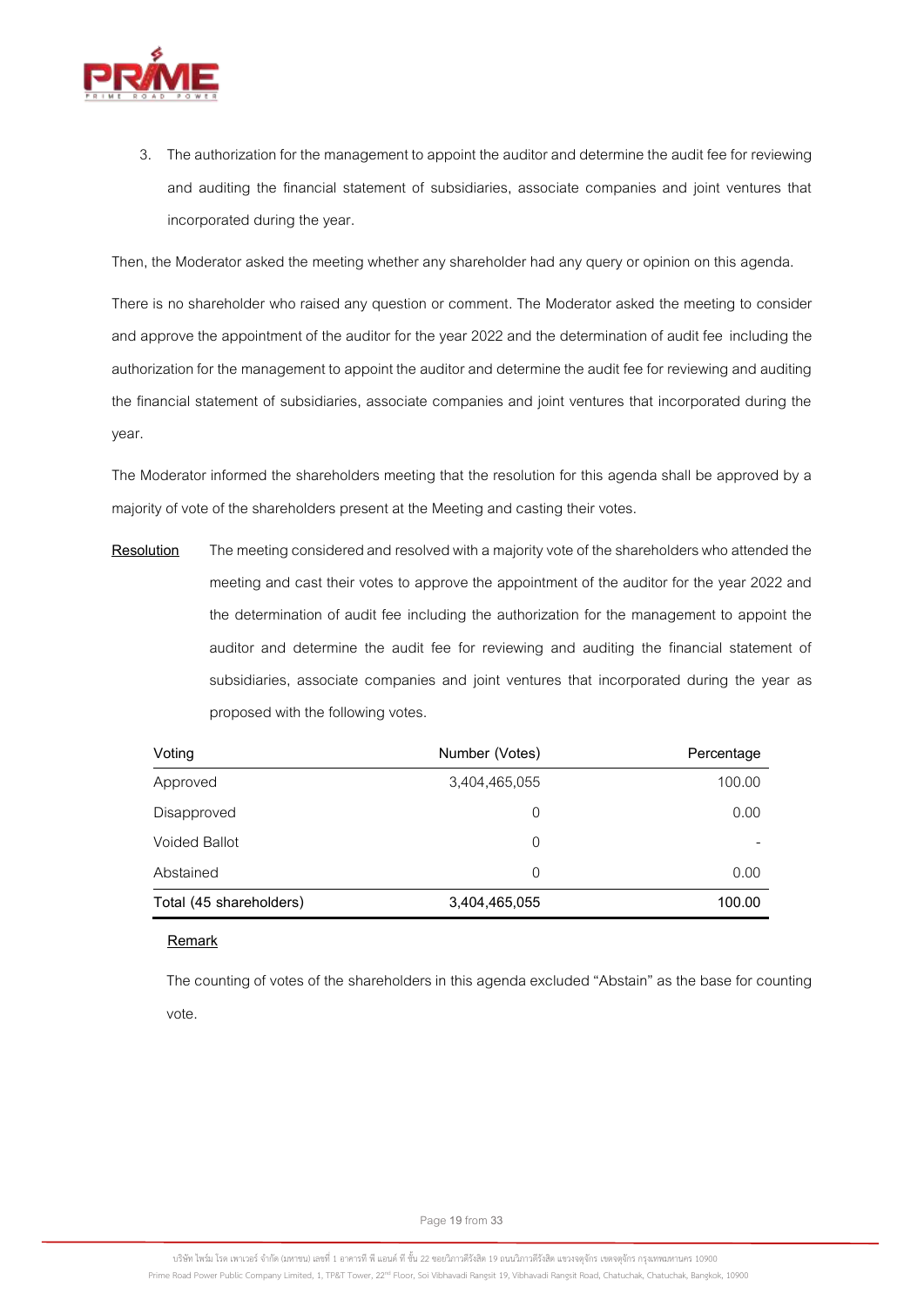3. The authorization for the management to appoint the auditor and determine the audit fee for reviewing and auditing the financial statement of subsidiaries, associate companies and joint ventures that incorporated during the year.

Then, the Moderator asked the meeting whether any shareholder had any query or opinion on this agenda.

There is no shareholder who raised any question or comment. The Moderator asked the meeting to consider and approve the appointment of the auditor for the year 2022 and the determination of audit fee including the authorization for the management to appoint the auditor and determine the audit fee for reviewing and auditing the financial statement of subsidiaries, associate companies and joint ventures that incorporated during the year.

The Moderator informed the shareholders meeting that the resolution for this agenda shall be approved by a majority of vote of the shareholders present at the Meeting and casting their votes.

**Resolution** The meeting considered and resolved with a majority vote of the shareholders who attended the meeting and cast their votes to approve the appointment of the auditor for the year 2022 and the determination of audit fee including the authorization for the management to appoint the auditor and determine the audit fee for reviewing and auditing the financial statement of subsidiaries, associate companies and joint ventures that incorporated during the year as proposed with the following votes.

| Voting | Number (Votes) | Percentage |
|---|---|---|
| Approved | 3,404,465,055 | 100.00 |
| Disapproved | 0 | 0.00 |
| Voided Ballot | 0 | - |
| Abstained | 0 | 0.00 |
| Total (45 shareholders) | 3,404,465,055 | 100.00 |

**Remark**

The counting of votes of the shareholders in this agenda excluded "Abstain" as the base for counting vote.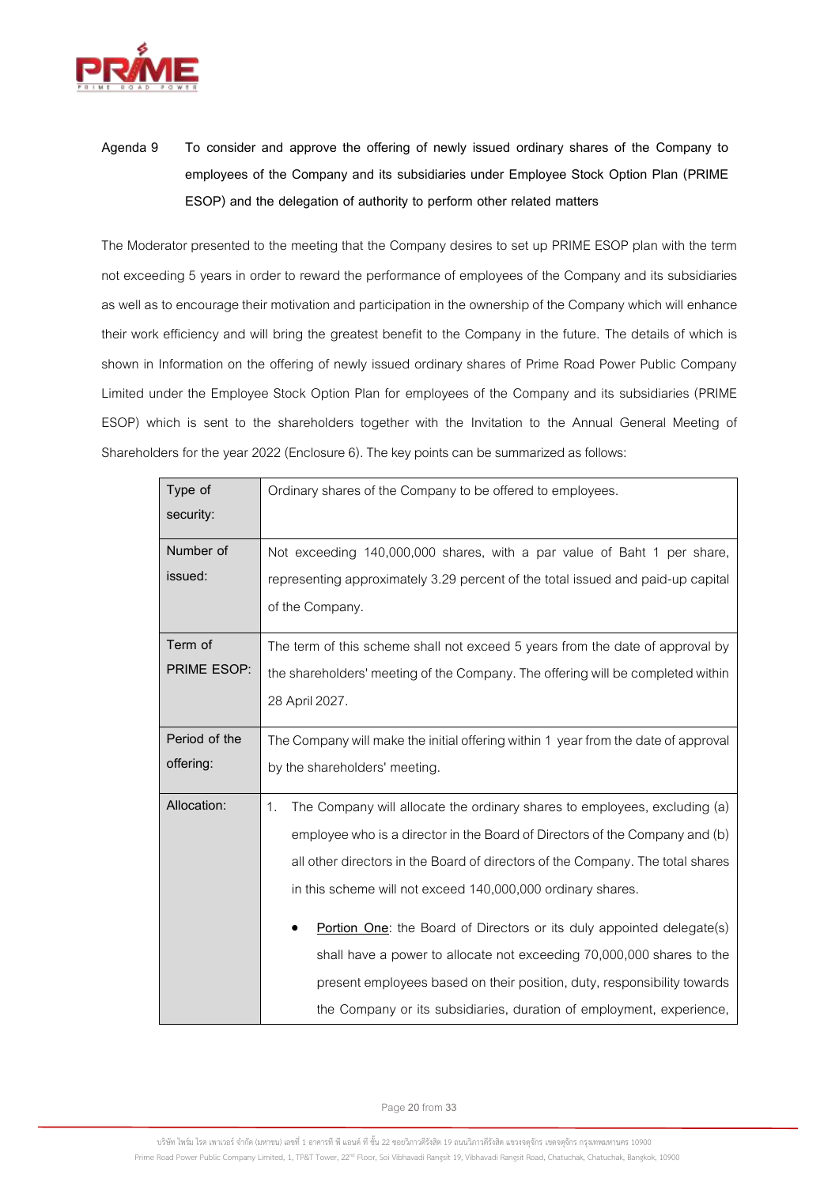**Agenda 9 To consider and approve the offering of newly issued ordinary shares of the Company to employees of the Company and its subsidiaries under Employee Stock Option Plan (PRIME ESOP) and the delegation of authority to perform other related matters**

The Moderator presented to the meeting that the Company desires to set up PRIME ESOP plan with the term not exceeding 5 years in order to reward the performance of employees of the Company and its subsidiaries as well as to encourage their motivation and participation in the ownership of the Company which will enhance their work efficiency and will bring the greatest benefit to the Company in the future. The details of which is shown in Information on the offering of newly issued ordinary shares of Prime Road Power Public Company Limited under the Employee Stock Option Plan for employees of the Company and its subsidiaries (PRIME ESOP) which is sent to the shareholders together with the Invitation to the Annual General Meeting of Shareholders for the year 2022 (Enclosure 6). The key points can be summarized as follows:

| | |
|---|---|
| Type of security: | Ordinary shares of the Company to be offered to employees. |
| Number of issued: | Not exceeding 140,000,000 shares, with a par value of Baht 1 per share, representing approximately 3.29 percent of the total issued and paid-up capital of the Company. |
| Term of PRIME ESOP: | The term of this scheme shall not exceed 5 years from the date of approval by the shareholders' meeting of the Company. The offering will be completed within 28 April 2027. |
| Period of the offering: | The Company will make the initial offering within 1 year from the date of approval by the shareholders' meeting. |
| Allocation: | 1. The Company will allocate the ordinary shares to employees, excluding (a) employee who is a director in the Board of Directors of the Company and (b) all other directors in the Board of directors of the Company. The total shares in this scheme will not exceed 140,000,000 ordinary shares.<br><br>• Portion One: the Board of Directors or its duly appointed delegate(s) shall have a power to allocate not exceeding 70,000,000 shares to the present employees based on their position, duty, responsibility towards the Company or its subsidiaries, duration of employment, experience, |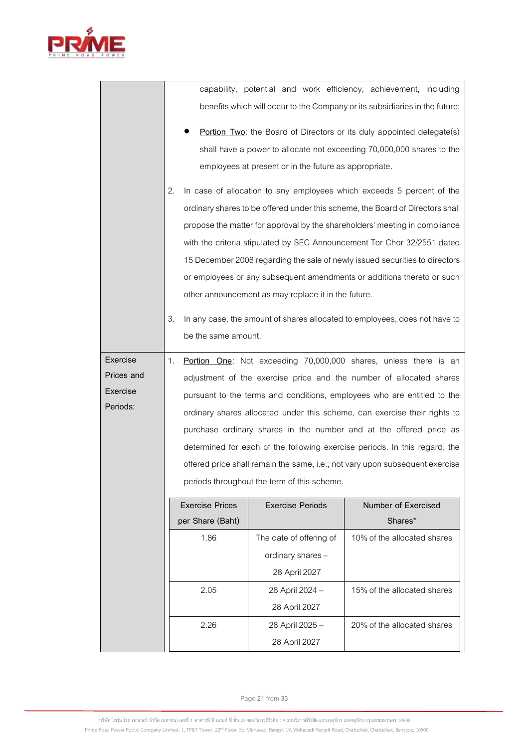| | |
|---|---|
| | capability, potential and work efficiency, achievement, including benefits which will occur to the Company or its subsidiaries in the future;<br><br>• <u>Portion Two</u>: the Board of Directors or its duly appointed delegate(s) shall have a power to allocate not exceeding 70,000,000 shares to the employees at present or in the future as appropriate.<br><br>2. In case of allocation to any employees which exceeds 5 percent of the ordinary shares to be offered under this scheme, the Board of Directors shall propose the matter for approval by the shareholders' meeting in compliance with the criteria stipulated by SEC Announcement Tor Chor 32/2551 dated 15 December 2008 regarding the sale of newly issued securities to directors or employees or any subsequent amendments or additions thereto or such other announcement as may replace it in the future.<br><br>3. In any case, the amount of shares allocated to employees, does not have to be the same amount. |
| Exercise Prices and Exercise Periods: | 1. <u>Portion One</u>: Not exceeding 70,000,000 shares, unless there is an adjustment of the exercise price and the number of allocated shares pursuant to the terms and conditions, employees who are entitled to the ordinary shares allocated under this scheme, can exercise their rights to purchase ordinary shares in the number and at the offered price as determined for each of the following exercise periods. In this regard, the offered price shall remain the same, i.e., not vary upon subsequent exercise periods throughout the term of this scheme. |

| Exercise Prices per Share (Baht) | Exercise Periods | Number of Exercised Shares* |
|---|---|---|
| 1.86 | The date of offering of ordinary shares – 28 April 2027 | 10% of the allocated shares |
| 2.05 | 28 April 2024 – 28 April 2027 | 15% of the allocated shares |
| 2.26 | 28 April 2025 – 28 April 2027 | 20% of the allocated shares |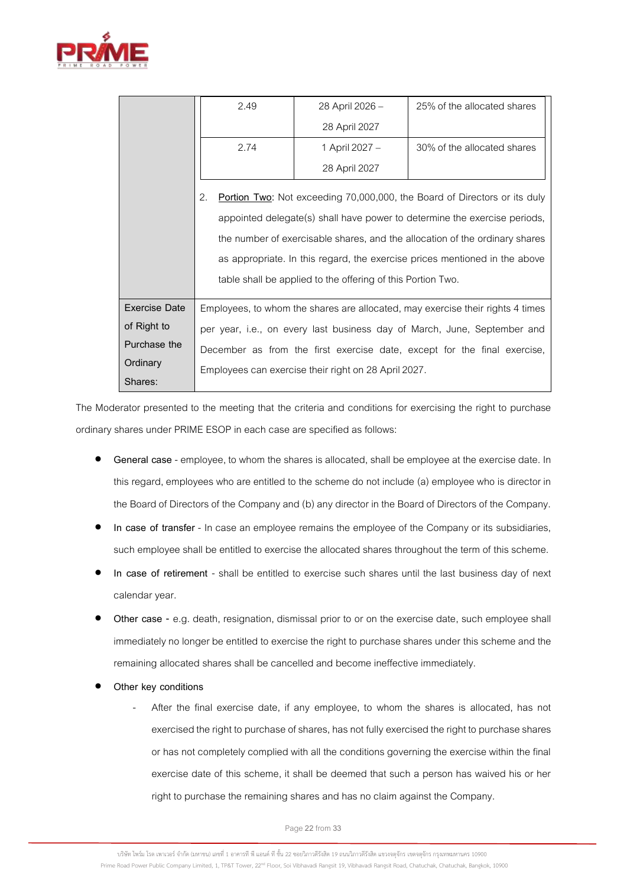| | | | |
|---|---|---|---|
| | 2.49 | 28 April 2026 – 28 April 2027 | 25% of the allocated shares |
| | 2.74 | 1 April 2027 – 28 April 2027 | 30% of the allocated shares |
| | 2. <u>Portion Two</u>: Not exceeding 70,000,000, the Board of Directors or its duly appointed delegate(s) shall have power to determine the exercise periods, the number of exercisable shares, and the allocation of the ordinary shares as appropriate. In this regard, the exercise prices mentioned in the above table shall be applied to the offering of this Portion Two. | | |
| Exercise Date of Right to Purchase the Ordinary Shares: | Employees, to whom the shares are allocated, may exercise their rights 4 times per year, i.e., on every last business day of March, June, September and December as from the first exercise date, except for the final exercise, Employees can exercise their right on 28 April 2027. | | |

The Moderator presented to the meeting that the criteria and conditions for exercising the right to purchase ordinary shares under PRIME ESOP in each case are specified as follows:

- General case - employee, to whom the shares is allocated, shall be employee at the exercise date. In this regard, employees who are entitled to the scheme do not include (a) employee who is director in the Board of Directors of the Company and (b) any director in the Board of Directors of the Company.
- In case of transfer - In case an employee remains the employee of the Company or its subsidiaries, such employee shall be entitled to exercise the allocated shares throughout the term of this scheme.
- In case of retirement - shall be entitled to exercise such shares until the last business day of next calendar year.
- Other case - e.g. death, resignation, dismissal prior to or on the exercise date, such employee shall immediately no longer be entitled to exercise the right to purchase shares under this scheme and the remaining allocated shares shall be cancelled and become ineffective immediately.
- Other key conditions
  - After the final exercise date, if any employee, to whom the shares is allocated, has not exercised the right to purchase of shares, has not fully exercised the right to purchase shares or has not completely complied with all the conditions governing the exercise within the final exercise date of this scheme, it shall be deemed that such a person has waived his or her right to purchase the remaining shares and has no claim against the Company.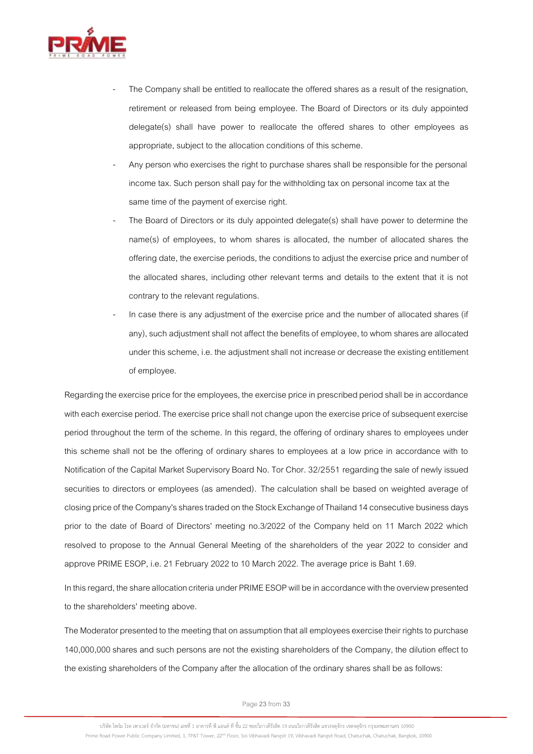- The Company shall be entitled to reallocate the offered shares as a result of the resignation, retirement or released from being employee. The Board of Directors or its duly appointed delegate(s) shall have power to reallocate the offered shares to other employees as appropriate, subject to the allocation conditions of this scheme.
- Any person who exercises the right to purchase shares shall be responsible for the personal income tax. Such person shall pay for the withholding tax on personal income tax at the same time of the payment of exercise right.
- The Board of Directors or its duly appointed delegate(s) shall have power to determine the name(s) of employees, to whom shares is allocated, the number of allocated shares the offering date, the exercise periods, the conditions to adjust the exercise price and number of the allocated shares, including other relevant terms and details to the extent that it is not contrary to the relevant regulations.
- In case there is any adjustment of the exercise price and the number of allocated shares (if any), such adjustment shall not affect the benefits of employee, to whom shares are allocated under this scheme, i.e. the adjustment shall not increase or decrease the existing entitlement of employee.

Regarding the exercise price for the employees, the exercise price in prescribed period shall be in accordance with each exercise period. The exercise price shall not change upon the exercise price of subsequent exercise period throughout the term of the scheme. In this regard, the offering of ordinary shares to employees under this scheme shall not be the offering of ordinary shares to employees at a low price in accordance with to Notification of the Capital Market Supervisory Board No. Tor Chor. 32/2551 regarding the sale of newly issued securities to directors or employees (as amended). The calculation shall be based on weighted average of closing price of the Company's shares traded on the Stock Exchange of Thailand 14 consecutive business days prior to the date of Board of Directors' meeting no.3/2022 of the Company held on 11 March 2022 which resolved to propose to the Annual General Meeting of the shareholders of the year 2022 to consider and approve PRIME ESOP, i.e. 21 February 2022 to 10 March 2022. The average price is Baht 1.69.

In this regard, the share allocation criteria under PRIME ESOP will be in accordance with the overview presented to the shareholders' meeting above.

The Moderator presented to the meeting that on assumption that all employees exercise their rights to purchase 140,000,000 shares and such persons are not the existing shareholders of the Company, the dilution effect to the existing shareholders of the Company after the allocation of the ordinary shares shall be as follows: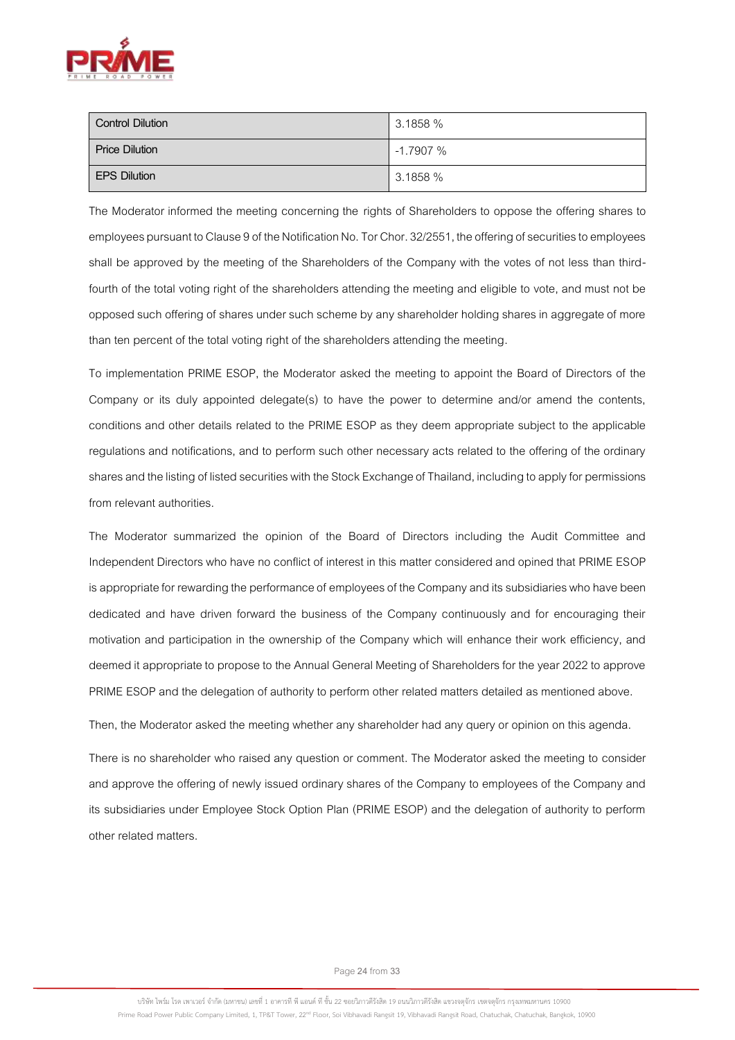| Control Dilution | 3.1858 % |
| --- | --- |
| Price Dilution | -1.7907 % |
| EPS Dilution | 3.1858 % |

The Moderator informed the meeting concerning the rights of Shareholders to oppose the offering shares to employees pursuant to Clause 9 of the Notification No. Tor Chor. 32/2551, the offering of securities to employees shall be approved by the meeting of the Shareholders of the Company with the votes of not less than third-fourth of the total voting right of the shareholders attending the meeting and eligible to vote, and must not be opposed such offering of shares under such scheme by any shareholder holding shares in aggregate of more than ten percent of the total voting right of the shareholders attending the meeting.

To implementation PRIME ESOP, the Moderator asked the meeting to appoint the Board of Directors of the Company or its duly appointed delegate(s) to have the power to determine and/or amend the contents, conditions and other details related to the PRIME ESOP as they deem appropriate subject to the applicable regulations and notifications, and to perform such other necessary acts related to the offering of the ordinary shares and the listing of listed securities with the Stock Exchange of Thailand, including to apply for permissions from relevant authorities.

The Moderator summarized the opinion of the Board of Directors including the Audit Committee and Independent Directors who have no conflict of interest in this matter considered and opined that PRIME ESOP is appropriate for rewarding the performance of employees of the Company and its subsidiaries who have been dedicated and have driven forward the business of the Company continuously and for encouraging their motivation and participation in the ownership of the Company which will enhance their work efficiency, and deemed it appropriate to propose to the Annual General Meeting of Shareholders for the year 2022 to approve PRIME ESOP and the delegation of authority to perform other related matters detailed as mentioned above.

Then, the Moderator asked the meeting whether any shareholder had any query or opinion on this agenda.

There is no shareholder who raised any question or comment. The Moderator asked the meeting to consider and approve the offering of newly issued ordinary shares of the Company to employees of the Company and its subsidiaries under Employee Stock Option Plan (PRIME ESOP) and the delegation of authority to perform other related matters.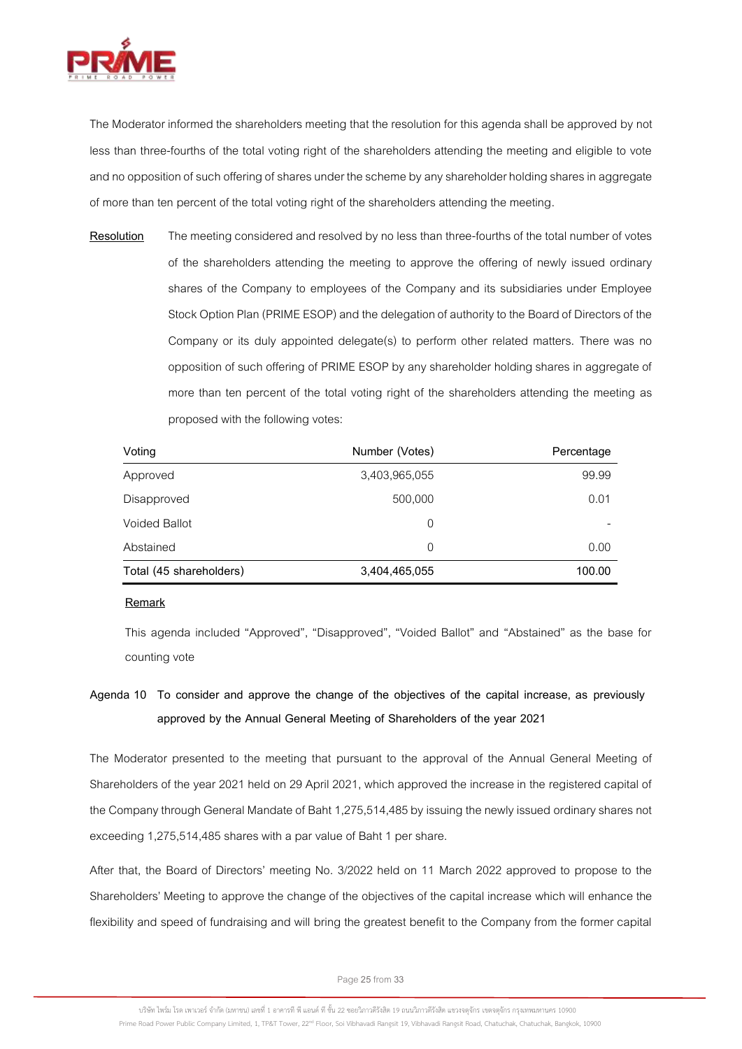The Moderator informed the shareholders meeting that the resolution for this agenda shall be approved by not less than three-fourths of the total voting right of the shareholders attending the meeting and eligible to vote and no opposition of such offering of shares under the scheme by any shareholder holding shares in aggregate of more than ten percent of the total voting right of the shareholders attending the meeting.

<u>Resolution</u> The meeting considered and resolved by no less than three-fourths of the total number of votes of the shareholders attending the meeting to approve the offering of newly issued ordinary shares of the Company to employees of the Company and its subsidiaries under Employee Stock Option Plan (PRIME ESOP) and the delegation of authority to the Board of Directors of the Company or its duly appointed delegate(s) to perform other related matters. There was no opposition of such offering of PRIME ESOP by any shareholder holding shares in aggregate of more than ten percent of the total voting right of the shareholders attending the meeting as proposed with the following votes:

| Voting | Number (Votes) | Percentage |
|---|---|---|
| Approved | 3,403,965,055 | 99.99 |
| Disapproved | 500,000 | 0.01 |
| Voided Ballot | 0 | - |
| Abstained | 0 | 0.00 |
| Total (45 shareholders) | 3,404,465,055 | 100.00 |

<u>Remark</u>

This agenda included "Approved", "Disapproved", "Voided Ballot" and "Abstained" as the base for counting vote

**Agenda 10 To consider and approve the change of the objectives of the capital increase, as previously approved by the Annual General Meeting of Shareholders of the year 2021**

The Moderator presented to the meeting that pursuant to the approval of the Annual General Meeting of Shareholders of the year 2021 held on 29 April 2021, which approved the increase in the registered capital of the Company through General Mandate of Baht 1,275,514,485 by issuing the newly issued ordinary shares not exceeding 1,275,514,485 shares with a par value of Baht 1 per share.

After that, the Board of Directors' meeting No. 3/2022 held on 11 March 2022 approved to propose to the Shareholders' Meeting to approve the change of the objectives of the capital increase which will enhance the flexibility and speed of fundraising and will bring the greatest benefit to the Company from the former capital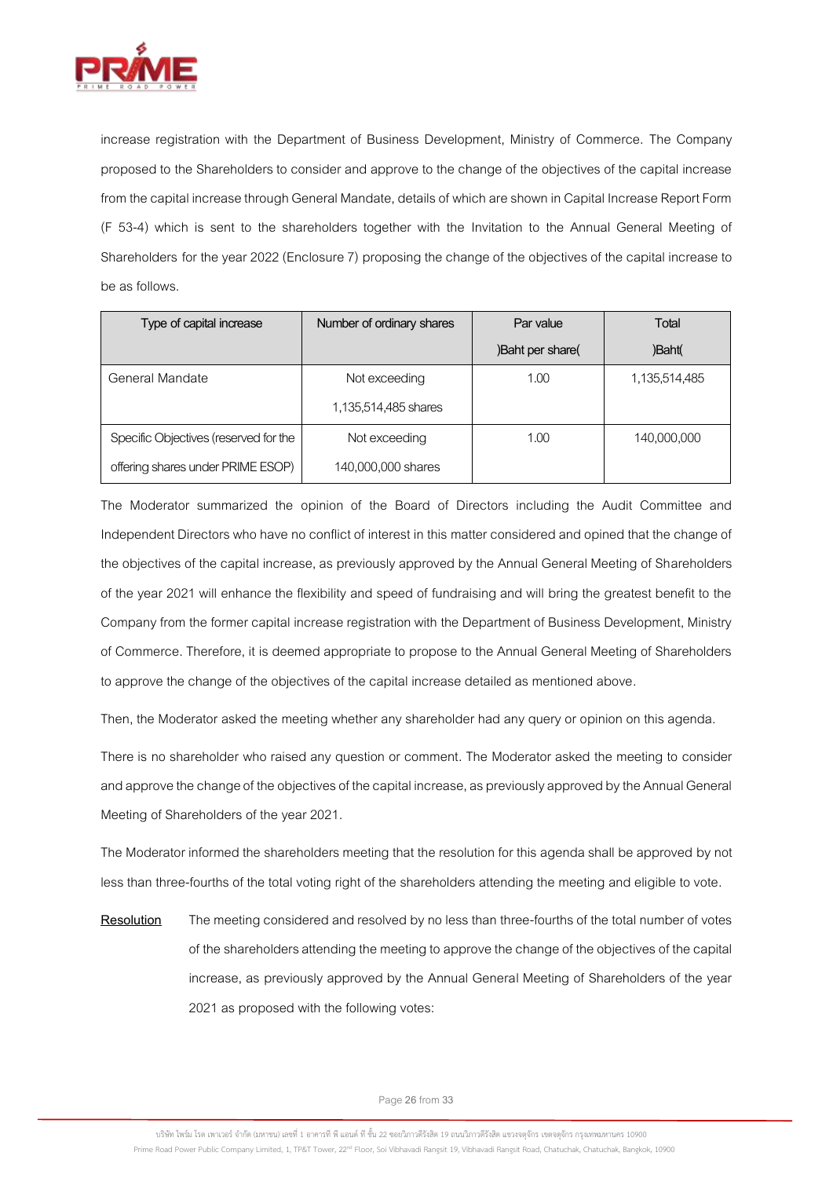increase registration with the Department of Business Development, Ministry of Commerce. The Company proposed to the Shareholders to consider and approve to the change of the objectives of the capital increase from the capital increase through General Mandate, details of which are shown in Capital Increase Report Form (F 53-4) which is sent to the shareholders together with the Invitation to the Annual General Meeting of Shareholders for the year 2022 (Enclosure 7) proposing the change of the objectives of the capital increase to be as follows.

| Type of capital increase | Number of ordinary shares | Par value )Baht per share( | Total )Baht( |
|---|---|---|---|
| General Mandate | Not exceeding 1,135,514,485 shares | 1.00 | 1,135,514,485 |
| Specific Objectives (reserved for the offering shares under PRIME ESOP) | Not exceeding 140,000,000 shares | 1.00 | 140,000,000 |

The Moderator summarized the opinion of the Board of Directors including the Audit Committee and Independent Directors who have no conflict of interest in this matter considered and opined that the change of the objectives of the capital increase, as previously approved by the Annual General Meeting of Shareholders of the year 2021 will enhance the flexibility and speed of fundraising and will bring the greatest benefit to the Company from the former capital increase registration with the Department of Business Development, Ministry of Commerce. Therefore, it is deemed appropriate to propose to the Annual General Meeting of Shareholders to approve the change of the objectives of the capital increase detailed as mentioned above.

Then, the Moderator asked the meeting whether any shareholder had any query or opinion on this agenda.

There is no shareholder who raised any question or comment. The Moderator asked the meeting to consider and approve the change of the objectives of the capital increase, as previously approved by the Annual General Meeting of Shareholders of the year 2021.

The Moderator informed the shareholders meeting that the resolution for this agenda shall be approved by not less than three-fourths of the total voting right of the shareholders attending the meeting and eligible to vote.

**Resolution** The meeting considered and resolved by no less than three-fourths of the total number of votes of the shareholders attending the meeting to approve the change of the objectives of the capital increase, as previously approved by the Annual General Meeting of Shareholders of the year 2021 as proposed with the following votes: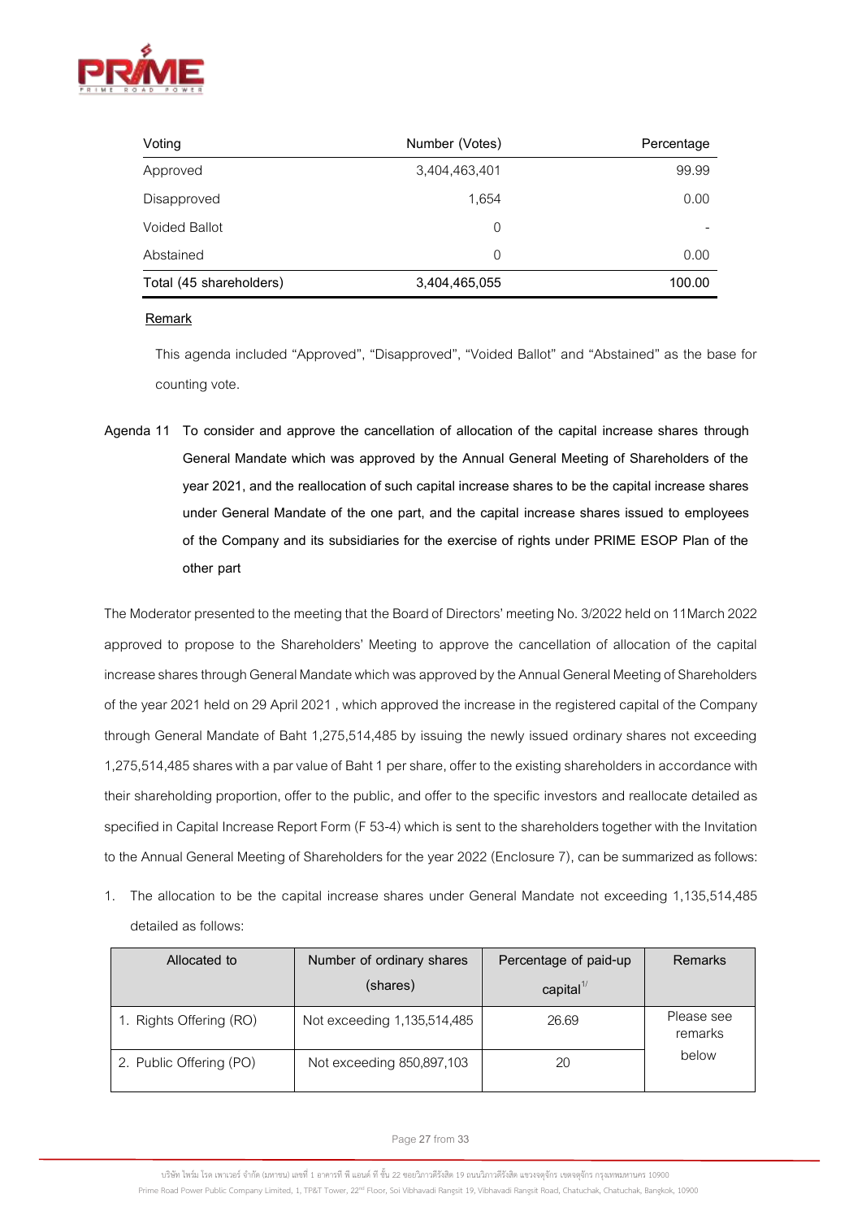| Voting | Number (Votes) | Percentage |
|---|---|---|
| Approved | 3,404,463,401 | 99.99 |
| Disapproved | 1,654 | 0.00 |
| Voided Ballot | 0 | - |
| Abstained | 0 | 0.00 |
| Total (45 shareholders) | 3,404,465,055 | 100.00 |

**Remark**

This agenda included "Approved", "Disapproved", "Voided Ballot" and "Abstained" as the base for counting vote.

**Agenda 11 To consider and approve the cancellation of allocation of the capital increase shares through General Mandate which was approved by the Annual General Meeting of Shareholders of the year 2021, and the reallocation of such capital increase shares to be the capital increase shares under General Mandate of the one part, and the capital increase shares issued to employees of the Company and its subsidiaries for the exercise of rights under PRIME ESOP Plan of the other part**

The Moderator presented to the meeting that the Board of Directors' meeting No. 3/2022 held on 11March 2022 approved to propose to the Shareholders' Meeting to approve the cancellation of allocation of the capital increase shares through General Mandate which was approved by the Annual General Meeting of Shareholders of the year 2021 held on 29 April 2021 , which approved the increase in the registered capital of the Company through General Mandate of Baht 1,275,514,485 by issuing the newly issued ordinary shares not exceeding 1,275,514,485 shares with a par value of Baht 1 per share, offer to the existing shareholders in accordance with their shareholding proportion, offer to the public, and offer to the specific investors and reallocate detailed as specified in Capital Increase Report Form (F 53-4) which is sent to the shareholders together with the Invitation to the Annual General Meeting of Shareholders for the year 2022 (Enclosure 7), can be summarized as follows:

1. The allocation to be the capital increase shares under General Mandate not exceeding 1,135,514,485 detailed as follows:

| Allocated to | Number of ordinary shares (shares) | Percentage of paid-up capital[1/] | Remarks |
|---|---|---|---|
| 1. Rights Offering (RO) | Not exceeding 1,135,514,485 | 26.69 | Please see remarks below |
| 2. Public Offering (PO) | Not exceeding 850,897,103 | 20 | |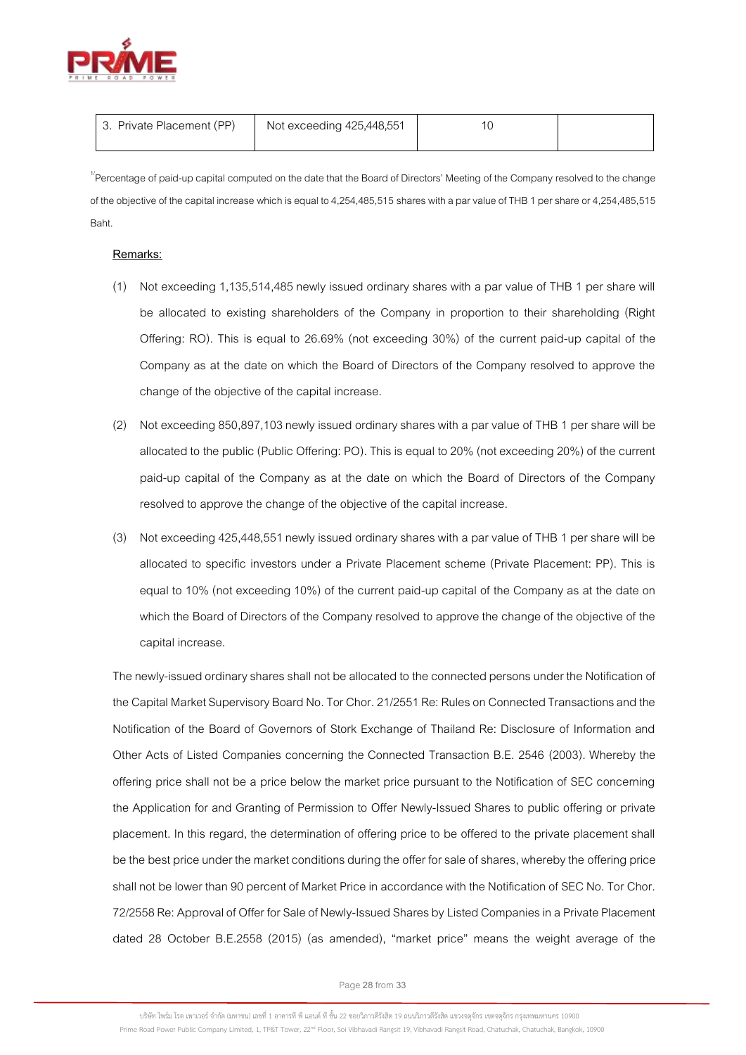| 3. Private Placement (PP) | Not exceeding 425,448,551 | 10 | |
|---|---|---|---|

[1/]Percentage of paid-up capital computed on the date that the Board of Directors' Meeting of the Company resolved to the change of the objective of the capital increase which is equal to 4,254,485,515 shares with a par value of THB 1 per share or 4,254,485,515 Baht.

**Remarks:**

(1) Not exceeding 1,135,514,485 newly issued ordinary shares with a par value of THB 1 per share will be allocated to existing shareholders of the Company in proportion to their shareholding (Right Offering: RO). This is equal to 26.69% (not exceeding 30%) of the current paid-up capital of the Company as at the date on which the Board of Directors of the Company resolved to approve the change of the objective of the capital increase.

(2) Not exceeding 850,897,103 newly issued ordinary shares with a par value of THB 1 per share will be allocated to the public (Public Offering: PO). This is equal to 20% (not exceeding 20%) of the current paid-up capital of the Company as at the date on which the Board of Directors of the Company resolved to approve the change of the objective of the capital increase.

(3) Not exceeding 425,448,551 newly issued ordinary shares with a par value of THB 1 per share will be allocated to specific investors under a Private Placement scheme (Private Placement: PP). This is equal to 10% (not exceeding 10%) of the current paid-up capital of the Company as at the date on which the Board of Directors of the Company resolved to approve the change of the objective of the capital increase.

The newly-issued ordinary shares shall not be allocated to the connected persons under the Notification of the Capital Market Supervisory Board No. Tor Chor. 21/2551 Re: Rules on Connected Transactions and the Notification of the Board of Governors of Stork Exchange of Thailand Re: Disclosure of Information and Other Acts of Listed Companies concerning the Connected Transaction B.E. 2546 (2003). Whereby the offering price shall not be a price below the market price pursuant to the Notification of SEC concerning the Application for and Granting of Permission to Offer Newly-Issued Shares to public offering or private placement. In this regard, the determination of offering price to be offered to the private placement shall be the best price under the market conditions during the offer for sale of shares, whereby the offering price shall not be lower than 90 percent of Market Price in accordance with the Notification of SEC No. Tor Chor. 72/2558 Re: Approval of Offer for Sale of Newly-Issued Shares by Listed Companies in a Private Placement dated 28 October B.E.2558 (2015) (as amended), "market price" means the weight average of the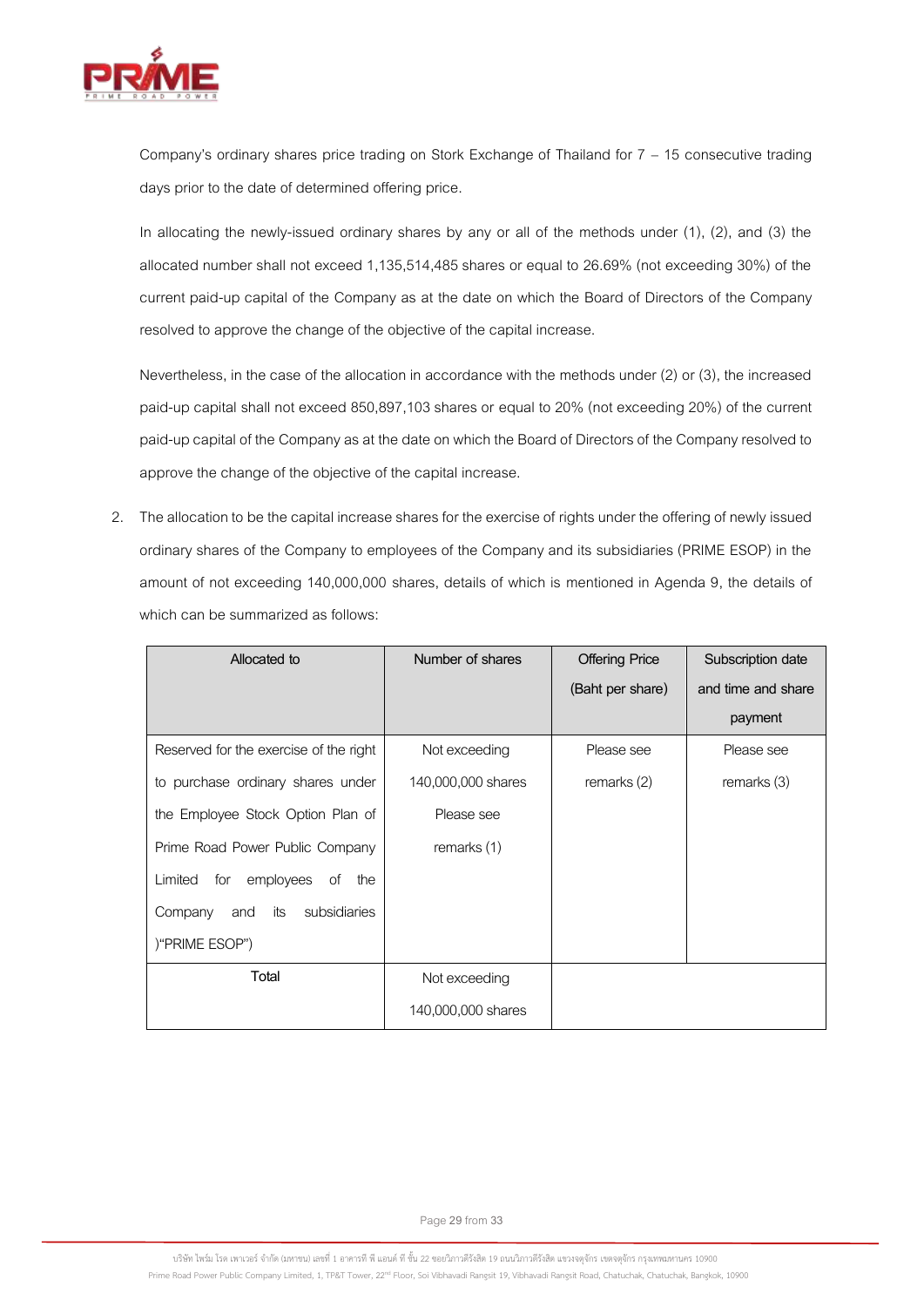Company's ordinary shares price trading on Stork Exchange of Thailand for 7 – 15 consecutive trading days prior to the date of determined offering price.

In allocating the newly-issued ordinary shares by any or all of the methods under (1), (2), and (3) the allocated number shall not exceed 1,135,514,485 shares or equal to 26.69% (not exceeding 30%) of the current paid-up capital of the Company as at the date on which the Board of Directors of the Company resolved to approve the change of the objective of the capital increase.

Nevertheless, in the case of the allocation in accordance with the methods under (2) or (3), the increased paid-up capital shall not exceed 850,897,103 shares or equal to 20% (not exceeding 20%) of the current paid-up capital of the Company as at the date on which the Board of Directors of the Company resolved to approve the change of the objective of the capital increase.

2. The allocation to be the capital increase shares for the exercise of rights under the offering of newly issued ordinary shares of the Company to employees of the Company and its subsidiaries (PRIME ESOP) in the amount of not exceeding 140,000,000 shares, details of which is mentioned in Agenda 9, the details of which can be summarized as follows:

| Allocated to | Number of shares | Offering Price (Baht per share) | Subscription date and time and share payment |
|---|---|---|---|
| Reserved for the exercise of the right to purchase ordinary shares under the Employee Stock Option Plan of Prime Road Power Public Company Limited for employees of the Company and its subsidiaries )"PRIME ESOP") | Not exceeding 140,000,000 shares Please see remarks (1) | Please see remarks (2) | Please see remarks (3) |
| Total | Not exceeding 140,000,000 shares | | |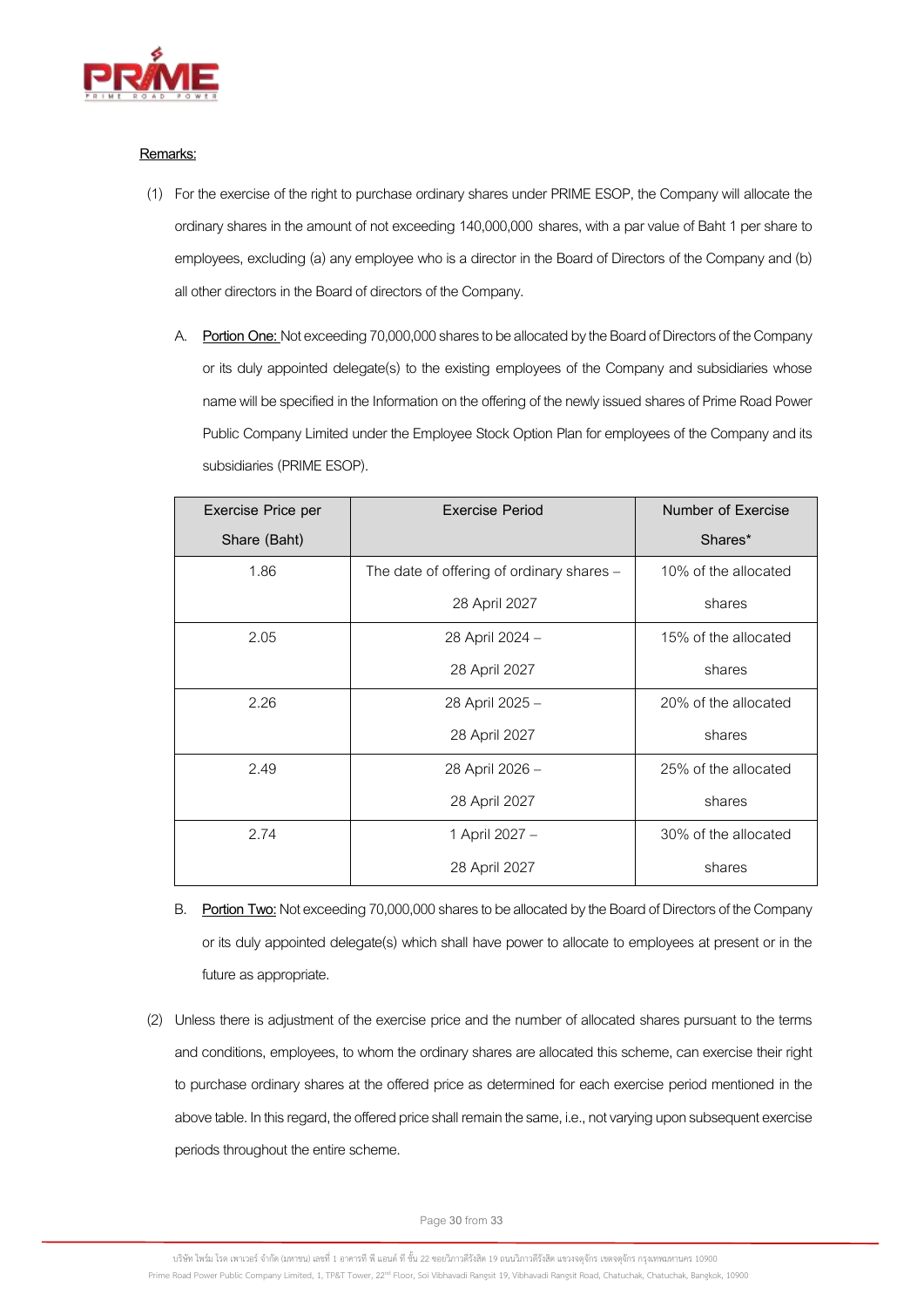Remarks:

(1) For the exercise of the right to purchase ordinary shares under PRIME ESOP, the Company will allocate the ordinary shares in the amount of not exceeding 140,000,000 shares, with a par value of Baht 1 per share to employees, excluding (a) any employee who is a director in the Board of Directors of the Company and (b) all other directors in the Board of directors of the Company.

A. Portion One: Not exceeding 70,000,000 shares to be allocated by the Board of Directors of the Company or its duly appointed delegate(s) to the existing employees of the Company and subsidiaries whose name will be specified in the Information on the offering of the newly issued shares of Prime Road Power Public Company Limited under the Employee Stock Option Plan for employees of the Company and its subsidiaries (PRIME ESOP).

| Exercise Price per Share (Baht) | Exercise Period | Number of Exercise Shares* |
|---|---|---|
| 1.86 | The date of offering of ordinary shares – 28 April 2027 | 10% of the allocated shares |
| 2.05 | 28 April 2024 – 28 April 2027 | 15% of the allocated shares |
| 2.26 | 28 April 2025 – 28 April 2027 | 20% of the allocated shares |
| 2.49 | 28 April 2026 – 28 April 2027 | 25% of the allocated shares |
| 2.74 | 1 April 2027 – 28 April 2027 | 30% of the allocated shares |

B. Portion Two: Not exceeding 70,000,000 shares to be allocated by the Board of Directors of the Company or its duly appointed delegate(s) which shall have power to allocate to employees at present or in the future as appropriate.

(2) Unless there is adjustment of the exercise price and the number of allocated shares pursuant to the terms and conditions, employees, to whom the ordinary shares are allocated this scheme, can exercise their right to purchase ordinary shares at the offered price as determined for each exercise period mentioned in the above table. In this regard, the offered price shall remain the same, i.e., not varying upon subsequent exercise periods throughout the entire scheme.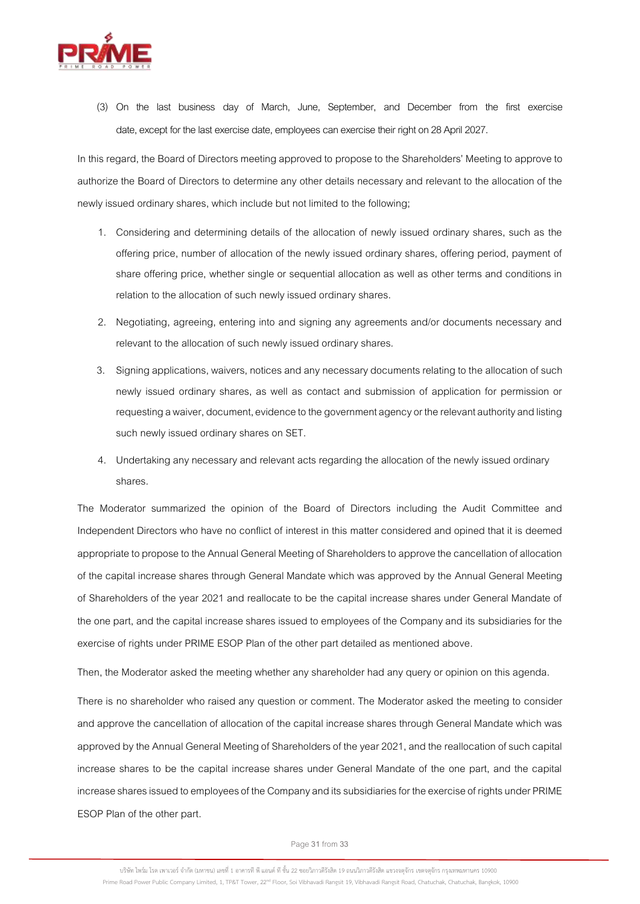(3) On the last business day of March, June, September, and December from the first exercise date, except for the last exercise date, employees can exercise their right on 28 April 2027.

In this regard, the Board of Directors meeting approved to propose to the Shareholders' Meeting to approve to authorize the Board of Directors to determine any other details necessary and relevant to the allocation of the newly issued ordinary shares, which include but not limited to the following;

1. Considering and determining details of the allocation of newly issued ordinary shares, such as the offering price, number of allocation of the newly issued ordinary shares, offering period, payment of share offering price, whether single or sequential allocation as well as other terms and conditions in relation to the allocation of such newly issued ordinary shares.
2. Negotiating, agreeing, entering into and signing any agreements and/or documents necessary and relevant to the allocation of such newly issued ordinary shares.
3. Signing applications, waivers, notices and any necessary documents relating to the allocation of such newly issued ordinary shares, as well as contact and submission of application for permission or requesting a waiver, document, evidence to the government agency or the relevant authority and listing such newly issued ordinary shares on SET.
4. Undertaking any necessary and relevant acts regarding the allocation of the newly issued ordinary shares.

The Moderator summarized the opinion of the Board of Directors including the Audit Committee and Independent Directors who have no conflict of interest in this matter considered and opined that it is deemed appropriate to propose to the Annual General Meeting of Shareholders to approve the cancellation of allocation of the capital increase shares through General Mandate which was approved by the Annual General Meeting of Shareholders of the year 2021 and reallocate to be the capital increase shares under General Mandate of the one part, and the capital increase shares issued to employees of the Company and its subsidiaries for the exercise of rights under PRIME ESOP Plan of the other part detailed as mentioned above.

Then, the Moderator asked the meeting whether any shareholder had any query or opinion on this agenda.

There is no shareholder who raised any question or comment. The Moderator asked the meeting to consider and approve the cancellation of allocation of the capital increase shares through General Mandate which was approved by the Annual General Meeting of Shareholders of the year 2021, and the reallocation of such capital increase shares to be the capital increase shares under General Mandate of the one part, and the capital increase shares issued to employees of the Company and its subsidiaries for the exercise of rights under PRIME ESOP Plan of the other part.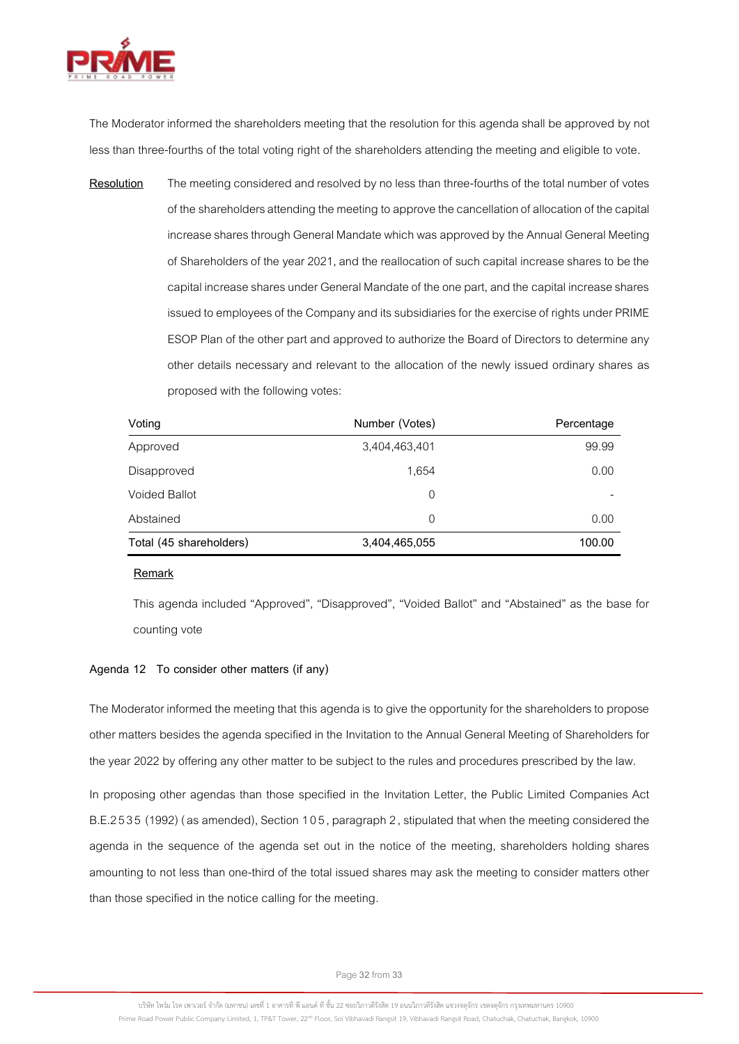The Moderator informed the shareholders meeting that the resolution for this agenda shall be approved by not less than three-fourths of the total voting right of the shareholders attending the meeting and eligible to vote.

**Resolution** The meeting considered and resolved by no less than three-fourths of the total number of votes of the shareholders attending the meeting to approve the cancellation of allocation of the capital increase shares through General Mandate which was approved by the Annual General Meeting of Shareholders of the year 2021, and the reallocation of such capital increase shares to be the capital increase shares under General Mandate of the one part, and the capital increase shares issued to employees of the Company and its subsidiaries for the exercise of rights under PRIME ESOP Plan of the other part and approved to authorize the Board of Directors to determine any other details necessary and relevant to the allocation of the newly issued ordinary shares as proposed with the following votes:

| Voting | Number (Votes) | Percentage |
|---|---:|---:|
| Approved | 3,404,463,401 | 99.99 |
| Disapproved | 1,654 | 0.00 |
| Voided Ballot | 0 | - |
| Abstained | 0 | 0.00 |
| Total (45 shareholders) | 3,404,465,055 | 100.00 |

**Remark**

This agenda included "Approved", "Disapproved", "Voided Ballot" and "Abstained" as the base for counting vote

**Agenda 12 To consider other matters (if any)**

The Moderator informed the meeting that this agenda is to give the opportunity for the shareholders to propose other matters besides the agenda specified in the Invitation to the Annual General Meeting of Shareholders for the year 2022 by offering any other matter to be subject to the rules and procedures prescribed by the law.

In proposing other agendas than those specified in the Invitation Letter, the Public Limited Companies Act B.E.2535 (1992) (as amended), Section 105, paragraph 2, stipulated that when the meeting considered the agenda in the sequence of the agenda set out in the notice of the meeting, shareholders holding shares amounting to not less than one-third of the total issued shares may ask the meeting to consider matters other than those specified in the notice calling for the meeting.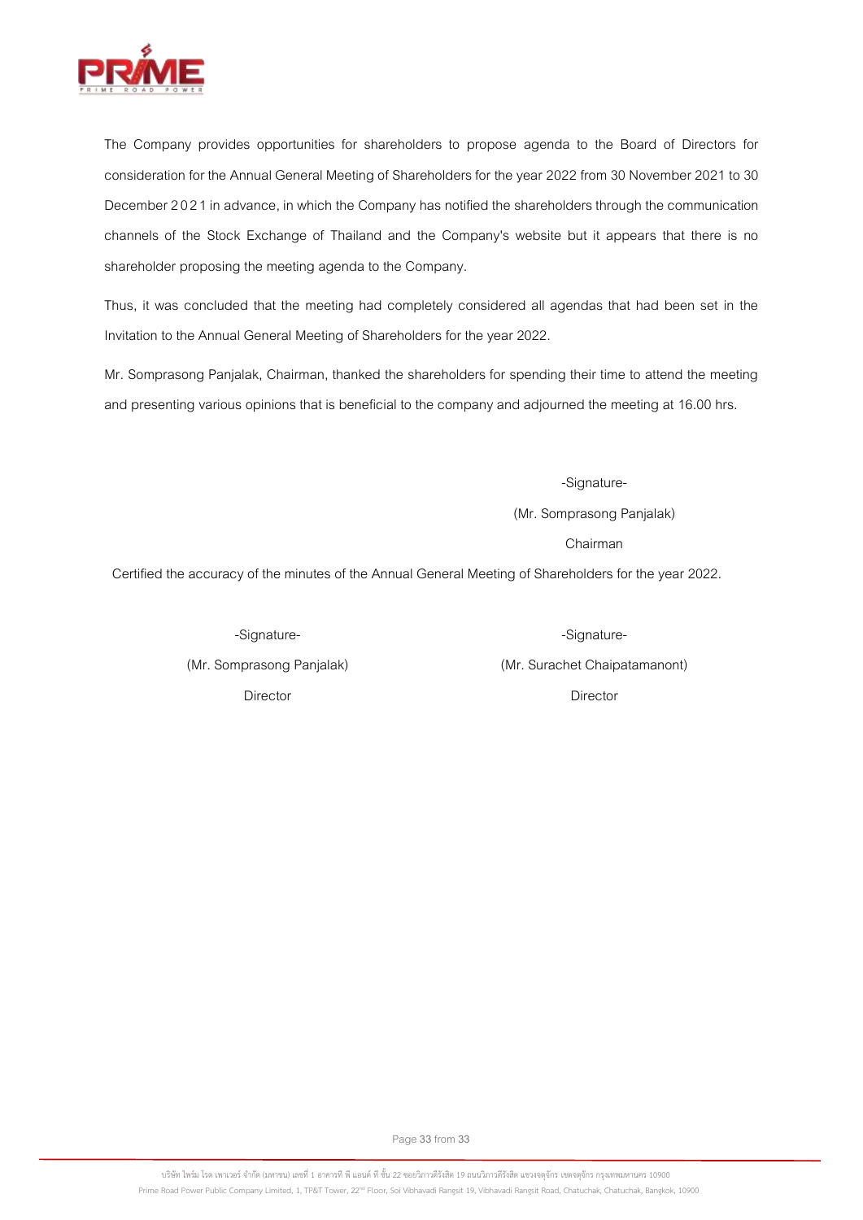The Company provides opportunities for shareholders to propose agenda to the Board of Directors for consideration for the Annual General Meeting of Shareholders for the year 2022 from 30 November 2021 to 30 December 2021 in advance, in which the Company has notified the shareholders through the communication channels of the Stock Exchange of Thailand and the Company's website but it appears that there is no shareholder proposing the meeting agenda to the Company.

Thus, it was concluded that the meeting had completely considered all agendas that had been set in the Invitation to the Annual General Meeting of Shareholders for the year 2022.

Mr. Somprasong Panjalak, Chairman, thanked the shareholders for spending their time to attend the meeting and presenting various opinions that is beneficial to the company and adjourned the meeting at 16.00 hrs.

-Signature-

(Mr. Somprasong Panjalak)

Chairman

Certified the accuracy of the minutes of the Annual General Meeting of Shareholders for the year 2022.

| | |
|---|---|
| -Signature- | -Signature- |
| (Mr. Somprasong Panjalak) | (Mr. Surachet Chaipatamanont) |
| Director | Director |